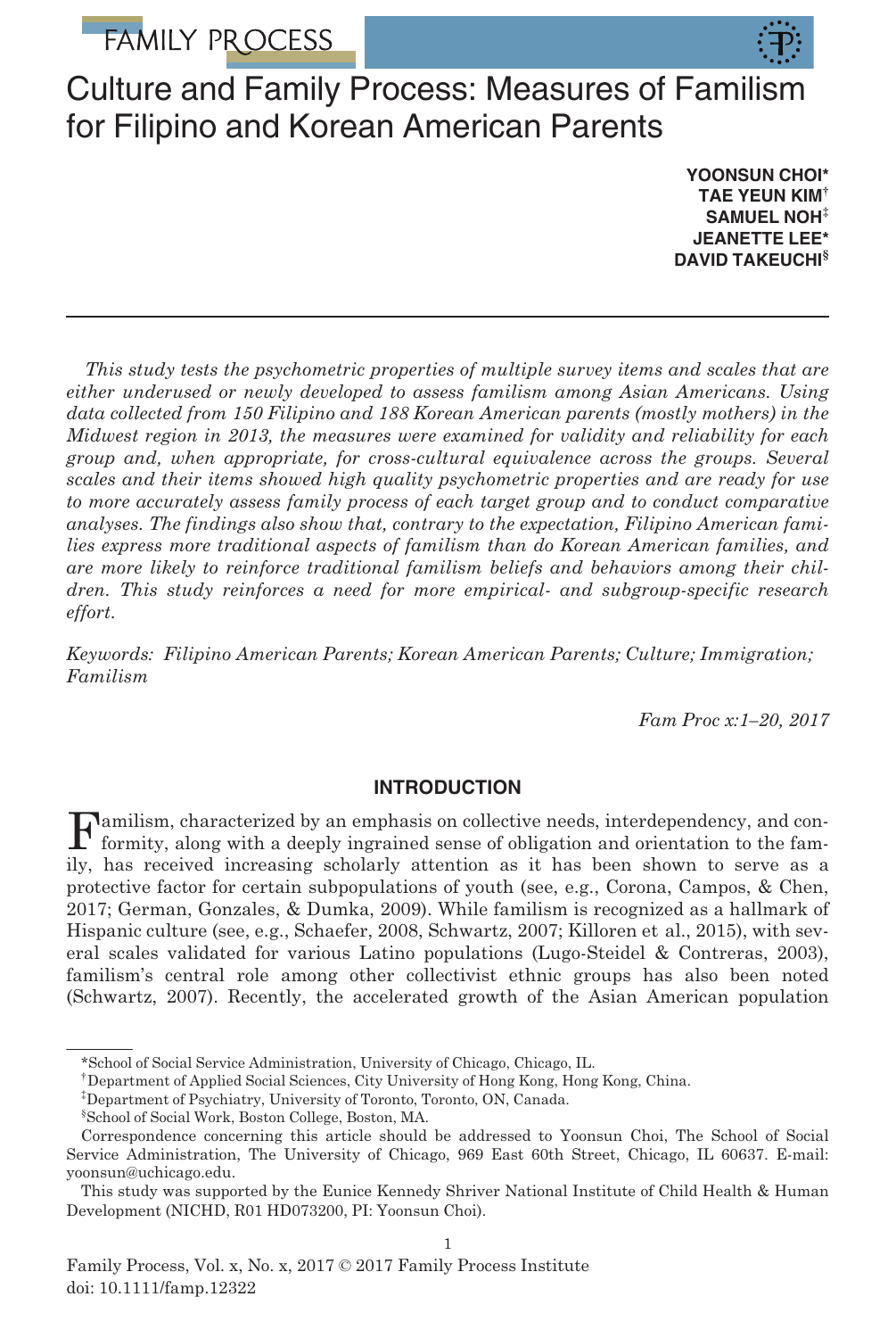# Culture and Family Process: Measures of Familism for Filipino and Korean American Parents

**YOONSUN CHOI\***
**TAE YEUN KIM†**
**SAMUEL NOH‡**
**JEANETTE LEE\***
**DAVID TAKEUCHI§**

*This study tests the psychometric properties of multiple survey items and scales that are either underused or newly developed to assess familism among Asian Americans. Using data collected from 150 Filipino and 188 Korean American parents (mostly mothers) in the Midwest region in 2013, the measures were examined for validity and reliability for each group and, when appropriate, for cross-cultural equivalence across the groups. Several scales and their items showed high quality psychometric properties and are ready for use to more accurately assess family process of each target group and to conduct comparative analyses. The findings also show that, contrary to the expectation, Filipino American families express more traditional aspects of familism than do Korean American families, and are more likely to reinforce traditional familism beliefs and behaviors among their children. This study reinforces a need for more empirical- and subgroup-specific research effort.*

*Keywords: Filipino American Parents; Korean American Parents; Culture; Immigration; Familism*

*Fam Proc x:1–20, 2017*

## INTRODUCTION

Familism, characterized by an emphasis on collective needs, interdependency, and conformity, along with a deeply ingrained sense of obligation and orientation to the family, has received increasing scholarly attention as it has been shown to serve as a protective factor for certain subpopulations of youth (see, e.g., Corona, Campos, & Chen, 2017; German, Gonzales, & Dumka, 2009). While familism is recognized as a hallmark of Hispanic culture (see, e.g., Schaefer, 2008, Schwartz, 2007; Killoren et al., 2015), with several scales validated for various Latino populations (Lugo-Steidel & Contreras, 2003), familism's central role among other collectivist ethnic groups has also been noted (Schwartz, 2007). Recently, the accelerated growth of the Asian American population

---

\*School of Social Service Administration, University of Chicago, Chicago, IL.

†Department of Applied Social Sciences, City University of Hong Kong, Hong Kong, China.

‡Department of Psychiatry, University of Toronto, Toronto, ON, Canada.

§School of Social Work, Boston College, Boston, MA.

Correspondence concerning this article should be addressed to Yoonsun Choi, The School of Social Service Administration, The University of Chicago, 969 East 60th Street, Chicago, IL 60637. E-mail: yoonsun@uchicago.edu.

This study was supported by the Eunice Kennedy Shriver National Institute of Child Health & Human Development (NICHD, R01 HD073200, PI: Yoonsun Choi).

Family Process, Vol. x, No. x, 2017 © 2017 Family Process Institute
doi: 10.1111/famp.12322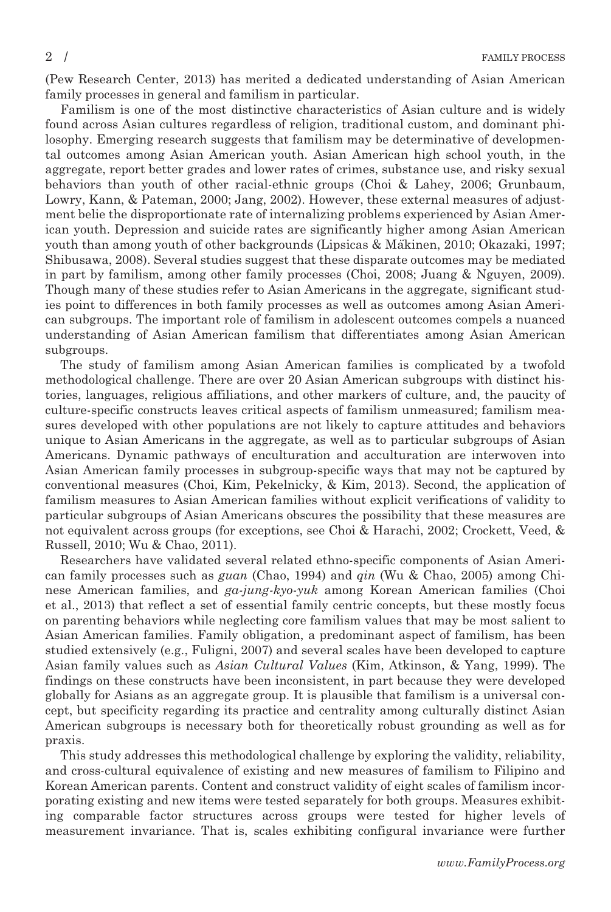(Pew Research Center, 2013) has merited a dedicated understanding of Asian American family processes in general and familism in particular.

Familism is one of the most distinctive characteristics of Asian culture and is widely found across Asian cultures regardless of religion, traditional custom, and dominant philosophy. Emerging research suggests that familism may be determinative of developmental outcomes among Asian American youth. Asian American high school youth, in the aggregate, report better grades and lower rates of crimes, substance use, and risky sexual behaviors than youth of other racial-ethnic groups (Choi & Lahey, 2006; Grunbaum, Lowry, Kann, & Pateman, 2000; Jang, 2002). However, these external measures of adjustment belie the disproportionate rate of internalizing problems experienced by Asian American youth. Depression and suicide rates are significantly higher among Asian American youth than among youth of other backgrounds (Lipsicas & Mäkinen, 2010; Okazaki, 1997; Shibusawa, 2008). Several studies suggest that these disparate outcomes may be mediated in part by familism, among other family processes (Choi, 2008; Juang & Nguyen, 2009). Though many of these studies refer to Asian Americans in the aggregate, significant studies point to differences in both family processes as well as outcomes among Asian American subgroups. The important role of familism in adolescent outcomes compels a nuanced understanding of Asian American familism that differentiates among Asian American subgroups.

The study of familism among Asian American families is complicated by a twofold methodological challenge. There are over 20 Asian American subgroups with distinct histories, languages, religious affiliations, and other markers of culture, and, the paucity of culture-specific constructs leaves critical aspects of familism unmeasured; familism measures developed with other populations are not likely to capture attitudes and behaviors unique to Asian Americans in the aggregate, as well as to particular subgroups of Asian Americans. Dynamic pathways of enculturation and acculturation are interwoven into Asian American family processes in subgroup-specific ways that may not be captured by conventional measures (Choi, Kim, Pekelnicky, & Kim, 2013). Second, the application of familism measures to Asian American families without explicit verifications of validity to particular subgroups of Asian Americans obscures the possibility that these measures are not equivalent across groups (for exceptions, see Choi & Harachi, 2002; Crockett, Veed, & Russell, 2010; Wu & Chao, 2011).

Researchers have validated several related ethno-specific components of Asian American family processes such as *guan* (Chao, 1994) and *qin* (Wu & Chao, 2005) among Chinese American families, and *ga-jung-kyo-yuk* among Korean American families (Choi et al., 2013) that reflect a set of essential family centric concepts, but these mostly focus on parenting behaviors while neglecting core familism values that may be most salient to Asian American families. Family obligation, a predominant aspect of familism, has been studied extensively (e.g., Fuligni, 2007) and several scales have been developed to capture Asian family values such as *Asian Cultural Values* (Kim, Atkinson, & Yang, 1999). The findings on these constructs have been inconsistent, in part because they were developed globally for Asians as an aggregate group. It is plausible that familism is a universal concept, but specificity regarding its practice and centrality among culturally distinct Asian American subgroups is necessary both for theoretically robust grounding as well as for praxis.

This study addresses this methodological challenge by exploring the validity, reliability, and cross-cultural equivalence of existing and new measures of familism to Filipino and Korean American parents. Content and construct validity of eight scales of familism incorporating existing and new items were tested separately for both groups. Measures exhibiting comparable factor structures across groups were tested for higher levels of measurement invariance. That is, scales exhibiting configural invariance were further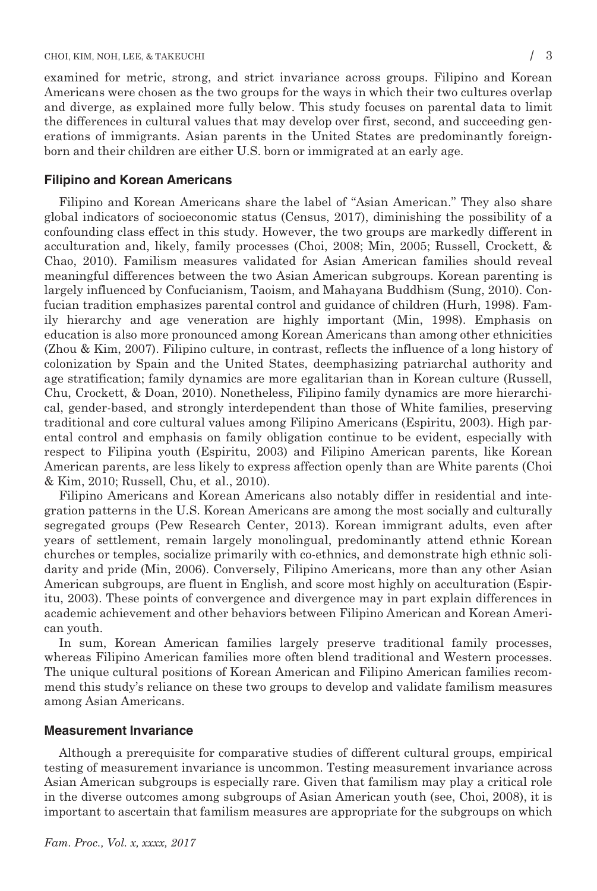examined for metric, strong, and strict invariance across groups. Filipino and Korean Americans were chosen as the two groups for the ways in which their two cultures overlap and diverge, as explained more fully below. This study focuses on parental data to limit the differences in cultural values that may develop over first, second, and succeeding generations of immigrants. Asian parents in the United States are predominantly foreign-born and their children are either U.S. born or immigrated at an early age.

### Filipino and Korean Americans

Filipino and Korean Americans share the label of "Asian American." They also share global indicators of socioeconomic status (Census, 2017), diminishing the possibility of a confounding class effect in this study. However, the two groups are markedly different in acculturation and, likely, family processes (Choi, 2008; Min, 2005; Russell, Crockett, & Chao, 2010). Familism measures validated for Asian American families should reveal meaningful differences between the two Asian American subgroups. Korean parenting is largely influenced by Confucianism, Taoism, and Mahayana Buddhism (Sung, 2010). Confucian tradition emphasizes parental control and guidance of children (Hurh, 1998). Family hierarchy and age veneration are highly important (Min, 1998). Emphasis on education is also more pronounced among Korean Americans than among other ethnicities (Zhou & Kim, 2007). Filipino culture, in contrast, reflects the influence of a long history of colonization by Spain and the United States, deemphasizing patriarchal authority and age stratification; family dynamics are more egalitarian than in Korean culture (Russell, Chu, Crockett, & Doan, 2010). Nonetheless, Filipino family dynamics are more hierarchical, gender-based, and strongly interdependent than those of White families, preserving traditional and core cultural values among Filipino Americans (Espiritu, 2003). High parental control and emphasis on family obligation continue to be evident, especially with respect to Filipina youth (Espiritu, 2003) and Filipino American parents, like Korean American parents, are less likely to express affection openly than are White parents (Choi & Kim, 2010; Russell, Chu, et al., 2010).

Filipino Americans and Korean Americans also notably differ in residential and integration patterns in the U.S. Korean Americans are among the most socially and culturally segregated groups (Pew Research Center, 2013). Korean immigrant adults, even after years of settlement, remain largely monolingual, predominantly attend ethnic Korean churches or temples, socialize primarily with co-ethnics, and demonstrate high ethnic solidarity and pride (Min, 2006). Conversely, Filipino Americans, more than any other Asian American subgroups, are fluent in English, and score most highly on acculturation (Espiritu, 2003). These points of convergence and divergence may in part explain differences in academic achievement and other behaviors between Filipino American and Korean American youth.

In sum, Korean American families largely preserve traditional family processes, whereas Filipino American families more often blend traditional and Western processes. The unique cultural positions of Korean American and Filipino American families recommend this study's reliance on these two groups to develop and validate familism measures among Asian Americans.

### Measurement Invariance

Although a prerequisite for comparative studies of different cultural groups, empirical testing of measurement invariance is uncommon. Testing measurement invariance across Asian American subgroups is especially rare. Given that familism may play a critical role in the diverse outcomes among subgroups of Asian American youth (see, Choi, 2008), it is important to ascertain that familism measures are appropriate for the subgroups on which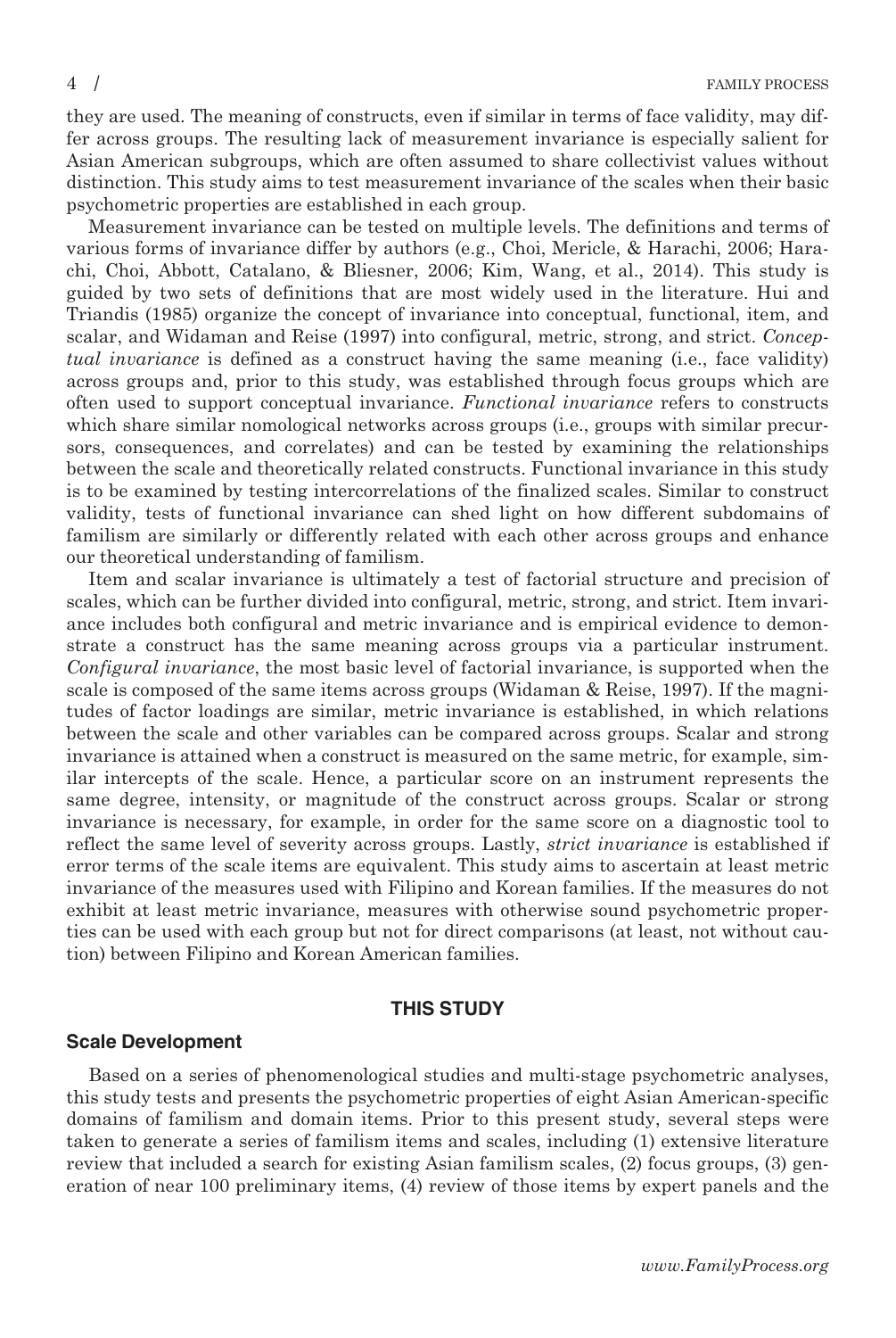they are used. The meaning of constructs, even if similar in terms of face validity, may differ across groups. The resulting lack of measurement invariance is especially salient for Asian American subgroups, which are often assumed to share collectivist values without distinction. This study aims to test measurement invariance of the scales when their basic psychometric properties are established in each group.

Measurement invariance can be tested on multiple levels. The definitions and terms of various forms of invariance differ by authors (e.g., Choi, Mericle, & Harachi, 2006; Harachi, Choi, Abbott, Catalano, & Bliesner, 2006; Kim, Wang, et al., 2014). This study is guided by two sets of definitions that are most widely used in the literature. Hui and Triandis (1985) organize the concept of invariance into conceptual, functional, item, and scalar, and Widaman and Reise (1997) into configural, metric, strong, and strict. *Conceptual invariance* is defined as a construct having the same meaning (i.e., face validity) across groups and, prior to this study, was established through focus groups which are often used to support conceptual invariance. *Functional invariance* refers to constructs which share similar nomological networks across groups (i.e., groups with similar precursors, consequences, and correlates) and can be tested by examining the relationships between the scale and theoretically related constructs. Functional invariance in this study is to be examined by testing intercorrelations of the finalized scales. Similar to construct validity, tests of functional invariance can shed light on how different subdomains of familism are similarly or differently related with each other across groups and enhance our theoretical understanding of familism.

Item and scalar invariance is ultimately a test of factorial structure and precision of scales, which can be further divided into configural, metric, strong, and strict. Item invariance includes both configural and metric invariance and is empirical evidence to demonstrate a construct has the same meaning across groups via a particular instrument. *Configural invariance*, the most basic level of factorial invariance, is supported when the scale is composed of the same items across groups (Widaman & Reise, 1997). If the magnitudes of factor loadings are similar, metric invariance is established, in which relations between the scale and other variables can be compared across groups. Scalar and strong invariance is attained when a construct is measured on the same metric, for example, similar intercepts of the scale. Hence, a particular score on an instrument represents the same degree, intensity, or magnitude of the construct across groups. Scalar or strong invariance is necessary, for example, in order for the same score on a diagnostic tool to reflect the same level of severity across groups. Lastly, *strict invariance* is established if error terms of the scale items are equivalent. This study aims to ascertain at least metric invariance of the measures used with Filipino and Korean families. If the measures do not exhibit at least metric invariance, measures with otherwise sound psychometric properties can be used with each group but not for direct comparisons (at least, not without caution) between Filipino and Korean American families.

## THIS STUDY

### Scale Development

Based on a series of phenomenological studies and multi-stage psychometric analyses, this study tests and presents the psychometric properties of eight Asian American-specific domains of familism and domain items. Prior to this present study, several steps were taken to generate a series of familism items and scales, including (1) extensive literature review that included a search for existing Asian familism scales, (2) focus groups, (3) generation of near 100 preliminary items, (4) review of those items by expert panels and the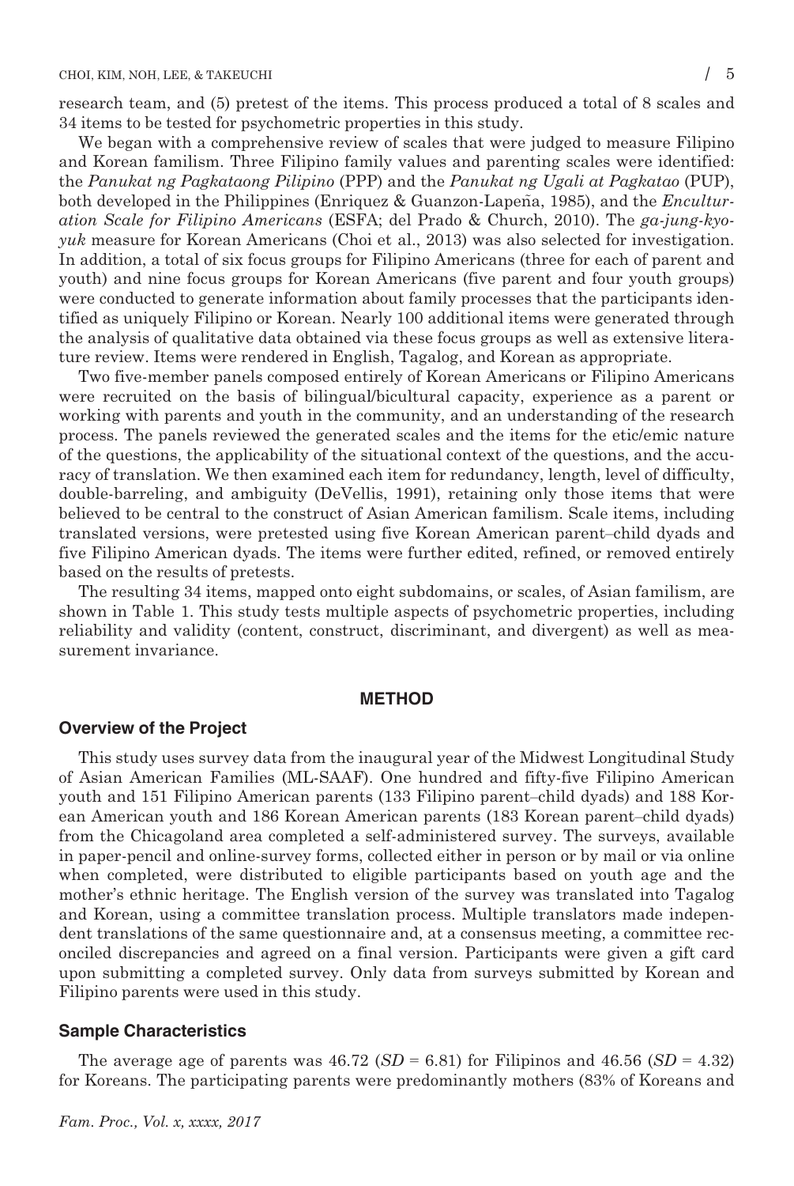research team, and (5) pretest of the items. This process produced a total of 8 scales and 34 items to be tested for psychometric properties in this study.

We began with a comprehensive review of scales that were judged to measure Filipino and Korean familism. Three Filipino family values and parenting scales were identified: the *Panukat ng Pagkataong Pilipino* (PPP) and the *Panukat ng Ugali at Pagkatao* (PUP), both developed in the Philippines (Enriquez & Guanzon-Lapeña, 1985), and the *Enculturation Scale for Filipino Americans* (ESFA; del Prado & Church, 2010). The *ga-jung-kyo-yuk* measure for Korean Americans (Choi et al., 2013) was also selected for investigation. In addition, a total of six focus groups for Filipino Americans (three for each of parent and youth) and nine focus groups for Korean Americans (five parent and four youth groups) were conducted to generate information about family processes that the participants identified as uniquely Filipino or Korean. Nearly 100 additional items were generated through the analysis of qualitative data obtained via these focus groups as well as extensive literature review. Items were rendered in English, Tagalog, and Korean as appropriate.

Two five-member panels composed entirely of Korean Americans or Filipino Americans were recruited on the basis of bilingual/bicultural capacity, experience as a parent or working with parents and youth in the community, and an understanding of the research process. The panels reviewed the generated scales and the items for the etic/emic nature of the questions, the applicability of the situational context of the questions, and the accuracy of translation. We then examined each item for redundancy, length, level of difficulty, double-barreling, and ambiguity (DeVellis, 1991), retaining only those items that were believed to be central to the construct of Asian American familism. Scale items, including translated versions, were pretested using five Korean American parent–child dyads and five Filipino American dyads. The items were further edited, refined, or removed entirely based on the results of pretests.

The resulting 34 items, mapped onto eight subdomains, or scales, of Asian familism, are shown in Table 1. This study tests multiple aspects of psychometric properties, including reliability and validity (content, construct, discriminant, and divergent) as well as measurement invariance.

# METHOD

## Overview of the Project

This study uses survey data from the inaugural year of the Midwest Longitudinal Study of Asian American Families (ML-SAAF). One hundred and fifty-five Filipino American youth and 151 Filipino American parents (133 Filipino parent–child dyads) and 188 Korean American youth and 186 Korean American parents (183 Korean parent–child dyads) from the Chicagoland area completed a self-administered survey. The surveys, available in paper-pencil and online-survey forms, collected either in person or by mail or via online when completed, were distributed to eligible participants based on youth age and the mother's ethnic heritage. The English version of the survey was translated into Tagalog and Korean, using a committee translation process. Multiple translators made independent translations of the same questionnaire and, at a consensus meeting, a committee reconciled discrepancies and agreed on a final version. Participants were given a gift card upon submitting a completed survey. Only data from surveys submitted by Korean and Filipino parents were used in this study.

## Sample Characteristics

The average age of parents was 46.72 ($SD$ = 6.81) for Filipinos and 46.56 ($SD$ = 4.32) for Koreans. The participating parents were predominantly mothers (83% of Koreans and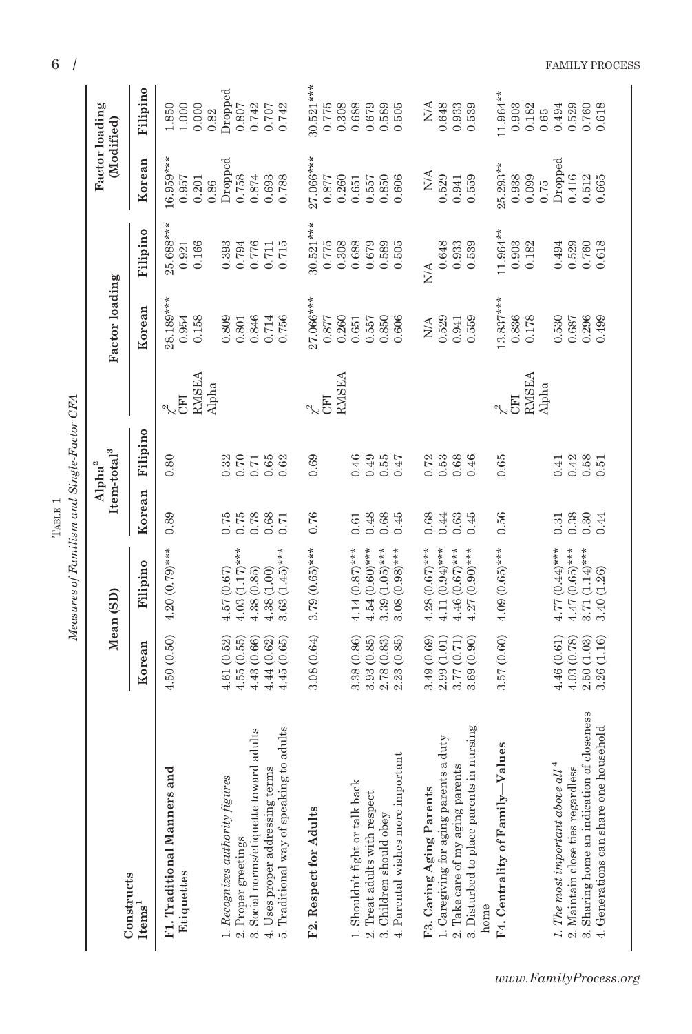TABLE 1

*Measures of Familism and Single-Factor CFA*

| Constructs Items[1] | Mean (SD) | | Alpha[2] Item-total[3] | | | Factor loading | | Factor loading (Modified) | |
|---|---|---|---|---|---|---|---|---|---|
| | Korean | Filipino | Korean | Filipino | | Korean | Filipino | Korean | Filipino |
| **F1. Traditional Manners and Etiquettes** | 4.50 (0.50) | 4.20 (0.79)*** | 0.89 | 0.80 | $\chi^2$ | 28.189*** | 25.688*** | 16.959*** | 1.850 |
| | | | | | CFI | 0.954 | 0.921 | 0.957 | 1.000 |
| | | | | | RMSEA | 0.158 | 0.166 | 0.201 | 0.000 |
| | | | | | Alpha | | | 0.86 | 0.82 |
| 1. *Recognizes authority figures* | 4.61 (0.52) | 4.57 (0.67) | 0.75 | 0.32 | | 0.809 | 0.393 | Dropped | Dropped |
| 2. Proper greetings | 4.55 (0.55) | 4.03 (1.17)*** | 0.75 | 0.70 | | 0.801 | 0.794 | 0.758 | 0.807 |
| 3. Social norms/etiquette toward adults | 4.43 (0.66) | 4.38 (0.85) | 0.78 | 0.71 | | 0.846 | 0.776 | 0.874 | 0.742 |
| 4. Uses proper addressing terms | 4.44 (0.62) | 4.38 (1.00) | 0.68 | 0.65 | | 0.714 | 0.711 | 0.693 | 0.707 |
| 5. Traditional way of speaking to adults | 4.45 (0.65) | 3.63 (1.45)*** | 0.71 | 0.62 | | 0.756 | 0.715 | 0.788 | 0.742 |
| **F2. Respect for Adults** | 3.08 (0.64) | 3.79 (0.65)*** | 0.76 | 0.69 | $\chi^2$ | 27.066*** | 30.521*** | 27.066*** | 30.521*** |
| | | | | | CFI | 0.877 | 0.775 | 0.877 | 0.775 |
| | | | | | RMSEA | 0.260 | 0.308 | 0.260 | 0.308 |
| 1. Shouldn't fight or talk back | 3.38 (0.86) | 4.14 (0.87)*** | 0.61 | 0.46 | | 0.651 | 0.688 | 0.651 | 0.688 |
| 2. Treat adults with respect | 3.93 (0.85) | 4.54 (0.60)*** | 0.48 | 0.49 | | 0.557 | 0.679 | 0.557 | 0.679 |
| 3. Children should obey | 2.78 (0.83) | 3.39 (1.05)*** | 0.68 | 0.55 | | 0.850 | 0.589 | 0.850 | 0.589 |
| 4. Parental wishes more important | 2.23 (0.85) | 3.08 (0.98)*** | 0.45 | 0.47 | | 0.606 | 0.505 | 0.606 | 0.505 |
| **F3. Caring Aging Parents** | 3.49 (0.69) | 4.28 (0.67)*** | 0.68 | 0.72 | | N/A | N/A | N/A | N/A |
| 1. Caregiving for aging parents a duty | 2.99 (1.01) | 4.11 (0.94)*** | 0.44 | 0.53 | | 0.529 | 0.648 | 0.529 | 0.648 |
| 2. Take care of my aging parents | 3.77 (0.71) | 4.46 (0.67)*** | 0.63 | 0.68 | | 0.941 | 0.933 | 0.941 | 0.933 |
| 3. Disturbed to place parents in nursing home | 3.69 (0.90) | 4.27 (0.90)*** | 0.45 | 0.46 | | 0.559 | 0.539 | 0.559 | 0.539 |
| **F4. Centrality of Family—Values** | 3.57 (0.60) | 4.09 (0.65)*** | 0.56 | 0.65 | $\chi^2$ | 13.837*** | 11.964** | 25.293** | 11.964** |
| | | | | | CFI | 0.836 | 0.903 | 0.938 | 0.903 |
| | | | | | RMSEA | 0.178 | 0.182 | 0.099 | 0.182 |
| | | | | | Alpha | | | 0.75 | 0.65 |
| 1. *The most important above all*[4] | 4.46 (0.61) | 4.77 (0.44)*** | 0.31 | 0.41 | | 0.530 | 0.494 | Dropped | 0.494 |
| 2. Maintain close ties regardless | 4.03 (0.78) | 4.47 (0.65)*** | 0.38 | 0.42 | | 0.687 | 0.529 | 0.416 | 0.529 |
| 3. Sharing home an indication of closeness | 2.50 (1.03) | 3.71 (1.14)*** | 0.30 | 0.58 | | 0.296 | 0.760 | 0.512 | 0.760 |
| 4. Generations can share one household | 3.26 (1.16) | 3.40 (1.26) | 0.44 | 0.51 | | 0.499 | 0.618 | 0.665 | 0.618 |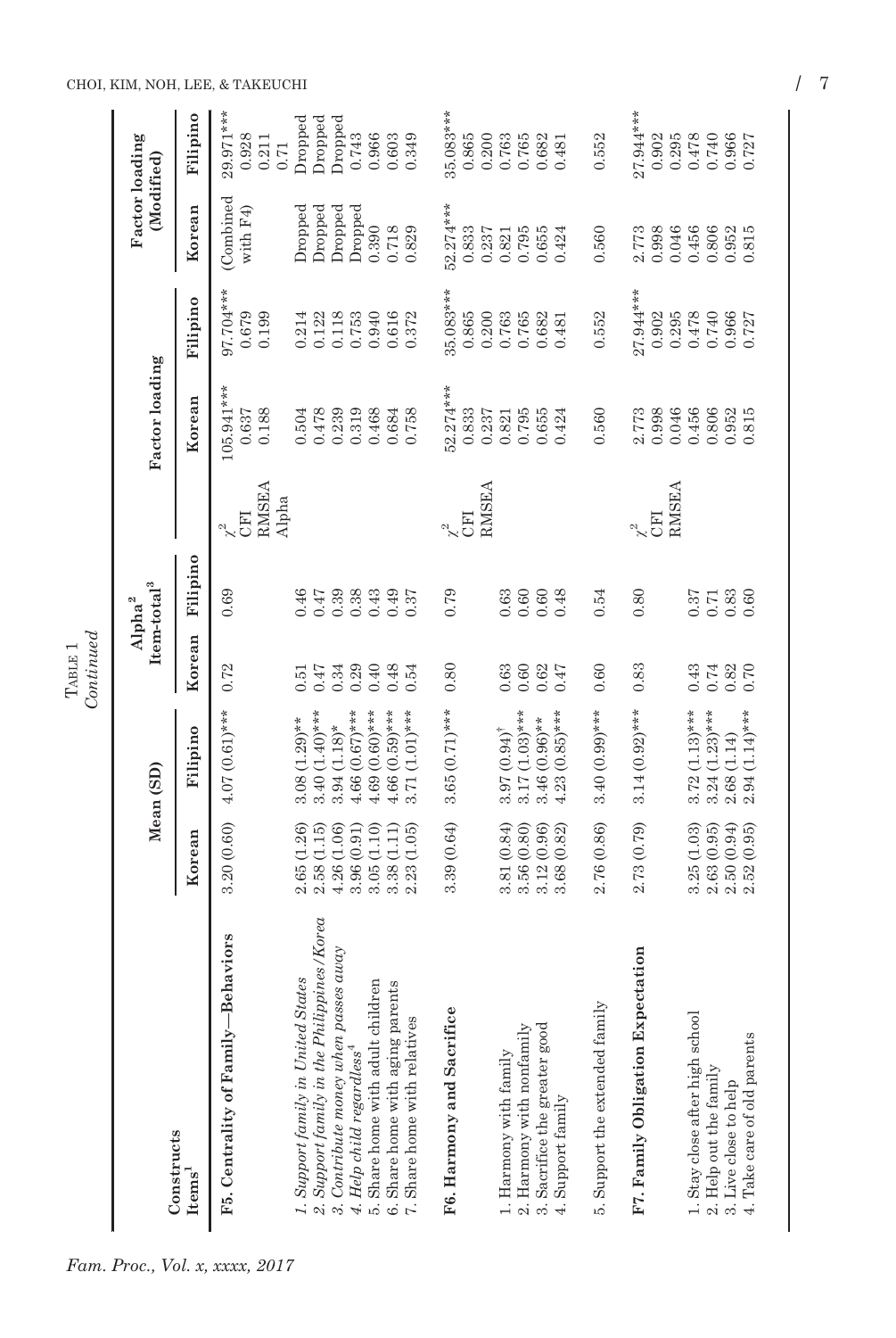TABLE 1
*Continued*

| Constructs Items[1] | Mean (SD) | | Alpha[2] Item-total[3] | | | Factor loading | | Factor loading (Modified) | |
|---|---|---|---|---|---|---|---|---|---|
| | Korean | Filipino | Korean | Filipino | | Korean | Filipino | Korean | Filipino |
| **F5. Centrality of Family—Behaviors** | 3.20 (0.60) | 4.07 (0.61)*** | 0.72 | 0.69 | $\chi^2$ | 105.941*** | 97.704*** | (Combined | 29.971*** |
| | | | | | CFI | 0.637 | 0.679 | with F4) | 0.928 |
| | | | | | RMSEA | 0.188 | 0.199 | | 0.211 |
| | | | | | Alpha | | | | 0.71 |
| *1. Support family in United States* | 2.65 (1.26) | 3.08 (1.29)** | 0.51 | 0.46 | | 0.504 | 0.214 | Dropped | Dropped |
| *2. Support family in the Philippines/Korea* | 2.58 (1.15) | 3.40 (1.40)*** | 0.47 | 0.47 | | 0.478 | 0.122 | Dropped | Dropped |
| *3. Contribute money when passes away* | 4.26 (1.06) | 3.94 (1.18)* | 0.34 | 0.39 | | 0.239 | 0.118 | Dropped | Dropped |
| *4. Help child regardless*[4] | 3.96 (0.91) | 4.66 (0.67)*** | 0.29 | 0.38 | | 0.319 | 0.753 | Dropped | 0.743 |
| 5. Share home with adult children | 3.05 (1.10) | 4.69 (0.60)*** | 0.40 | 0.43 | | 0.468 | 0.940 | 0.390 | 0.966 |
| 6. Share home with aging parents | 3.38 (1.11) | 4.66 (0.59)*** | 0.48 | 0.49 | | 0.684 | 0.616 | 0.718 | 0.603 |
| 7. Share home with relatives | 2.23 (1.05) | 3.71 (1.01)*** | 0.54 | 0.37 | | 0.758 | 0.372 | 0.829 | 0.349 |
| **F6. Harmony and Sacrifice** | 3.39 (0.64) | 3.65 (0.71)*** | 0.80 | 0.79 | $\chi^2$ | 52.274*** | 35.083*** | 52.274*** | 35.083*** |
| | | | | | CFI | 0.833 | 0.865 | 0.833 | 0.865 |
| | | | | | RMSEA | 0.237 | 0.200 | 0.237 | 0.200 |
| 1. Harmony with family | 3.81 (0.84) | 3.97 (0.94)[†] | 0.63 | 0.63 | | 0.821 | 0.763 | 0.821 | 0.763 |
| 2. Harmony with nonfamily | 3.56 (0.80) | 3.17 (1.03)*** | 0.60 | 0.60 | | 0.795 | 0.765 | 0.795 | 0.765 |
| 3. Sacrifice the greater good | 3.12 (0.96) | 3.46 (0.96)** | 0.62 | 0.60 | | 0.655 | 0.682 | 0.655 | 0.682 |
| 4. Support family | 3.68 (0.82) | 4.23 (0.85)*** | 0.47 | 0.48 | | 0.424 | 0.481 | 0.424 | 0.481 |
| 5. Support the extended family | 2.76 (0.86) | 3.40 (0.99)*** | 0.60 | 0.54 | | 0.560 | 0.552 | 0.560 | 0.552 |
| **F7. Family Obligation Expectation** | 2.73 (0.79) | 3.14 (0.92)*** | 0.83 | 0.80 | $\chi^2$ | 2.773 | 27.944*** | 2.773 | 27.944*** |
| | | | | | CFI | 0.998 | 0.902 | 0.998 | 0.902 |
| | | | | | RMSEA | 0.046 | 0.295 | 0.046 | 0.295 |
| 1. Stay close after high school | 3.25 (1.03) | 3.72 (1.13)*** | 0.43 | 0.37 | | 0.456 | 0.478 | 0.456 | 0.478 |
| 2. Help out the family | 2.63 (0.95) | 3.24 (1.23)*** | 0.74 | 0.71 | | 0.806 | 0.740 | 0.806 | 0.740 |
| 3. Live close to help | 2.50 (0.94) | 2.68 (1.14) | 0.82 | 0.83 | | 0.952 | 0.966 | 0.952 | 0.966 |
| 4. Take care of old parents | 2.52 (0.95) | 2.94 (1.14)*** | 0.70 | 0.60 | | 0.815 | 0.727 | 0.815 | 0.727 |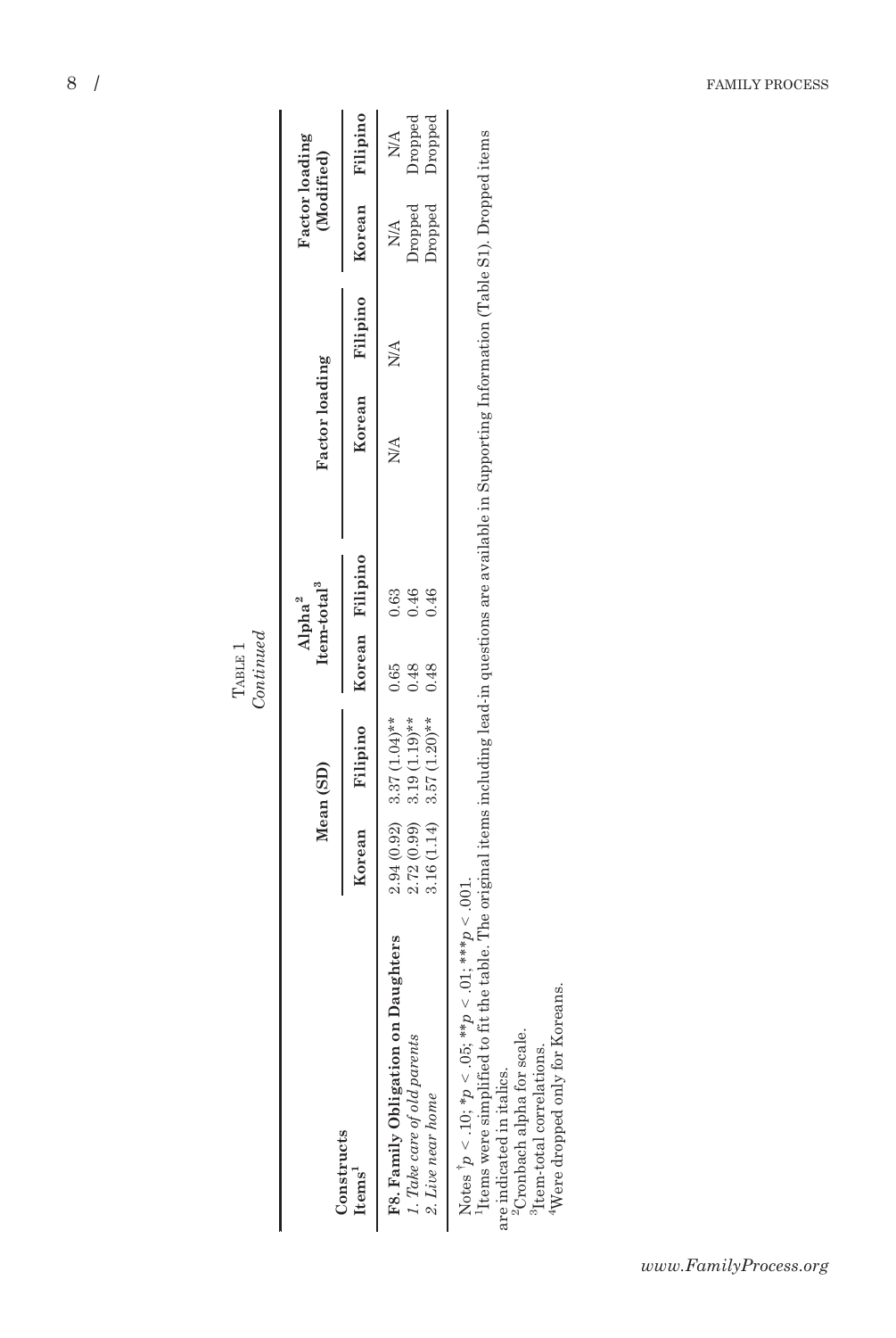Table 1
*Continued*

| Constructs Items[1] | Mean (SD) | | Alpha[2] Item-total[3] | | Factor loading | | Factor loading (Modified) | |
|---|---|---|---|---|---|---|---|---|
| | Korean | Filipino | Korean | Filipino | Korean | Filipino | Korean | Filipino |
| **F8. Family Obligation on Daughters** | 2.94 (0.92) | 3.37 (1.04)** | 0.65 | 0.63 | N/A | N/A | N/A | N/A |
| *1. Take care of old parents* | 2.72 (0.99) | 3.19 (1.19)** | 0.48 | 0.46 | | | Dropped | Dropped |
| *2. Live near home* | 3.16 (1.14) | 3.57 (1.20)** | 0.48 | 0.46 | | | Dropped | Dropped |

Notes †$p < .10$; *$p < .05$; **$p < .01$; ***$p < .001$.
[1]Items were simplified to fit the table. The original items including lead-in questions are available in Supporting Information (Table S1). Dropped items are indicated in italics.
[2]Cronbach alpha for scale.
[3]Item-total correlations.
[4]Were dropped only for Koreans.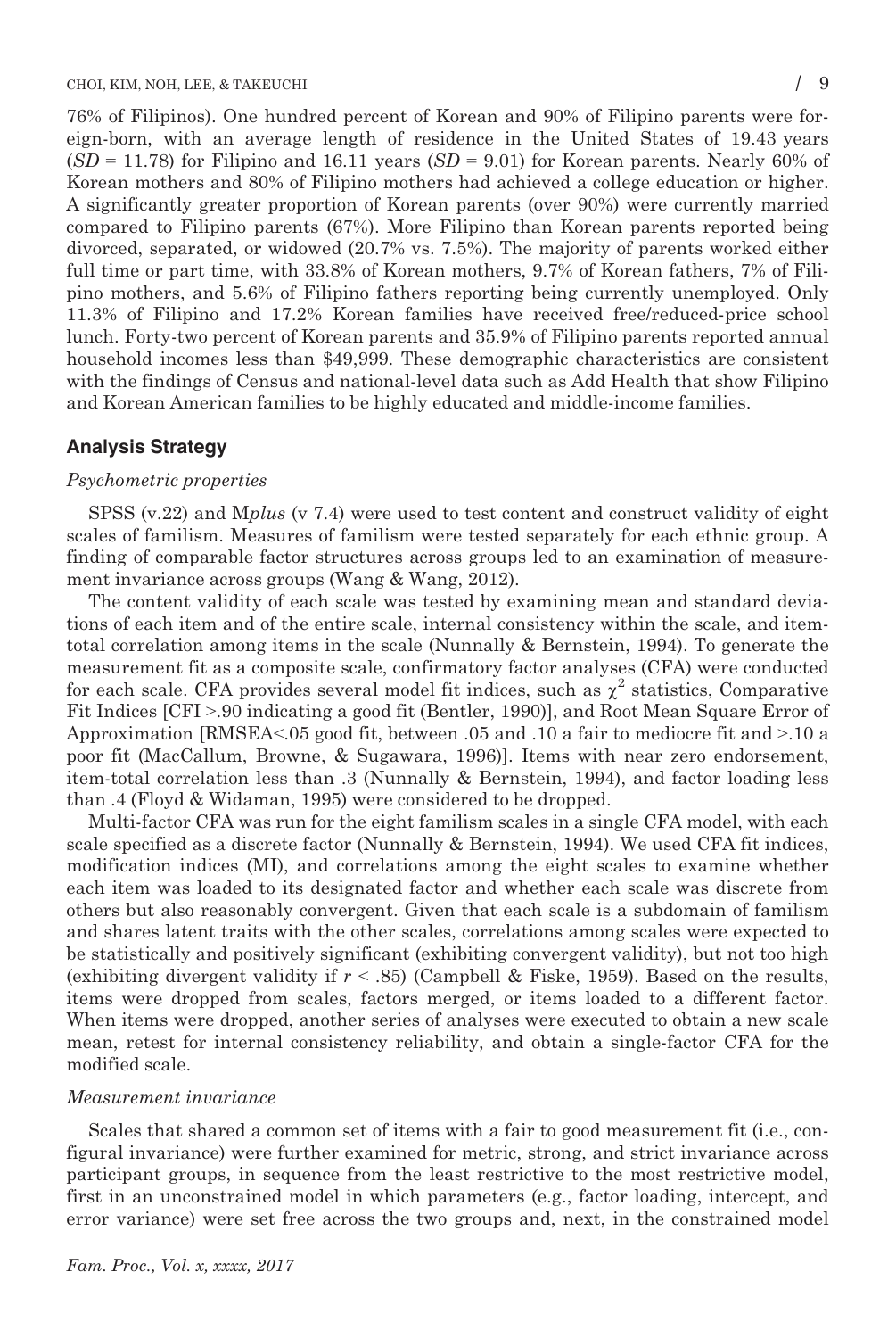76% of Filipinos). One hundred percent of Korean and 90% of Filipino parents were foreign-born, with an average length of residence in the United States of 19.43 years ($SD = 11.78$) for Filipino and 16.11 years ($SD = 9.01$) for Korean parents. Nearly 60% of Korean mothers and 80% of Filipino mothers had achieved a college education or higher. A significantly greater proportion of Korean parents (over 90%) were currently married compared to Filipino parents (67%). More Filipino than Korean parents reported being divorced, separated, or widowed (20.7% vs. 7.5%). The majority of parents worked either full time or part time, with 33.8% of Korean mothers, 9.7% of Korean fathers, 7% of Filipino mothers, and 5.6% of Filipino fathers reporting being currently unemployed. Only 11.3% of Filipino and 17.2% Korean families have received free/reduced-price school lunch. Forty-two percent of Korean parents and 35.9% of Filipino parents reported annual household incomes less than $49,999. These demographic characteristics are consistent with the findings of Census and national-level data such as Add Health that show Filipino and Korean American families to be highly educated and middle-income families.

## Analysis Strategy

### *Psychometric properties*

SPSS (v.22) and M*plus* (v 7.4) were used to test content and construct validity of eight scales of familism. Measures of familism were tested separately for each ethnic group. A finding of comparable factor structures across groups led to an examination of measurement invariance across groups (Wang & Wang, 2012).

The content validity of each scale was tested by examining mean and standard deviations of each item and of the entire scale, internal consistency within the scale, and item-total correlation among items in the scale (Nunnally & Bernstein, 1994). To generate the measurement fit as a composite scale, confirmatory factor analyses (CFA) were conducted for each scale. CFA provides several model fit indices, such as $\chi^2$ statistics, Comparative Fit Indices [CFI >.90 indicating a good fit (Bentler, 1990)], and Root Mean Square Error of Approximation [RMSEA<.05 good fit, between .05 and .10 a fair to mediocre fit and >.10 a poor fit (MacCallum, Browne, & Sugawara, 1996)]. Items with near zero endorsement, item-total correlation less than .3 (Nunnally & Bernstein, 1994), and factor loading less than .4 (Floyd & Widaman, 1995) were considered to be dropped.

Multi-factor CFA was run for the eight familism scales in a single CFA model, with each scale specified as a discrete factor (Nunnally & Bernstein, 1994). We used CFA fit indices, modification indices (MI), and correlations among the eight scales to examine whether each item was loaded to its designated factor and whether each scale was discrete from others but also reasonably convergent. Given that each scale is a subdomain of familism and shares latent traits with the other scales, correlations among scales were expected to be statistically and positively significant (exhibiting convergent validity), but not too high (exhibiting divergent validity if $r < .85$) (Campbell & Fiske, 1959). Based on the results, items were dropped from scales, factors merged, or items loaded to a different factor. When items were dropped, another series of analyses were executed to obtain a new scale mean, retest for internal consistency reliability, and obtain a single-factor CFA for the modified scale.

### *Measurement invariance*

Scales that shared a common set of items with a fair to good measurement fit (i.e., configural invariance) were further examined for metric, strong, and strict invariance across participant groups, in sequence from the least restrictive to the most restrictive model, first in an unconstrained model in which parameters (e.g., factor loading, intercept, and error variance) were set free across the two groups and, next, in the constrained model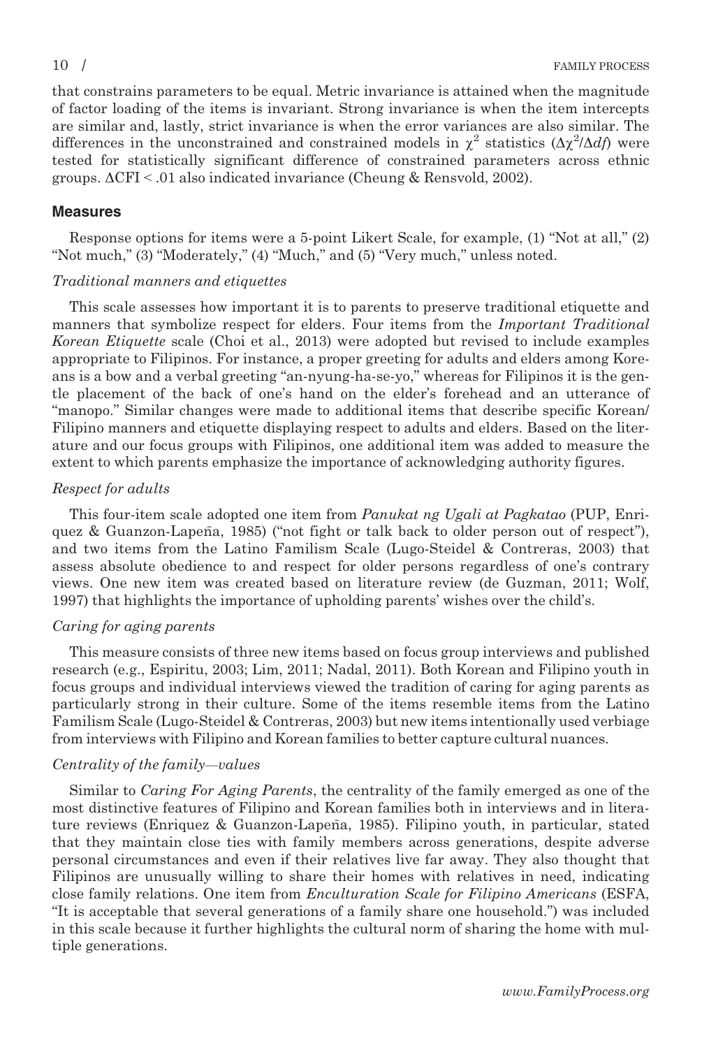that constrains parameters to be equal. Metric invariance is attained when the magnitude of factor loading of the items is invariant. Strong invariance is when the item intercepts are similar and, lastly, strict invariance is when the error variances are also similar. The differences in the unconstrained and constrained models in $\chi^2$ statistics ($\Delta\chi^2/\Delta df$) were tested for statistically significant difference of constrained parameters across ethnic groups. $\Delta$CFI < .01 also indicated invariance (Cheung & Rensvold, 2002).

## Measures

Response options for items were a 5-point Likert Scale, for example, (1) "Not at all," (2) "Not much," (3) "Moderately," (4) "Much," and (5) "Very much," unless noted.

### *Traditional manners and etiquettes*

This scale assesses how important it is to parents to preserve traditional etiquette and manners that symbolize respect for elders. Four items from the *Important Traditional Korean Etiquette* scale (Choi et al., 2013) were adopted but revised to include examples appropriate to Filipinos. For instance, a proper greeting for adults and elders among Koreans is a bow and a verbal greeting "an-nyung-ha-se-yo," whereas for Filipinos it is the gentle placement of the back of one's hand on the elder's forehead and an utterance of "manopo." Similar changes were made to additional items that describe specific Korean/Filipino manners and etiquette displaying respect to adults and elders. Based on the literature and our focus groups with Filipinos, one additional item was added to measure the extent to which parents emphasize the importance of acknowledging authority figures.

### *Respect for adults*

This four-item scale adopted one item from *Panukat ng Ugali at Pagkatao* (PUP, Enriquez & Guanzon-Lapeña, 1985) ("not fight or talk back to older person out of respect"), and two items from the Latino Familism Scale (Lugo-Steidel & Contreras, 2003) that assess absolute obedience to and respect for older persons regardless of one's contrary views. One new item was created based on literature review (de Guzman, 2011; Wolf, 1997) that highlights the importance of upholding parents' wishes over the child's.

### *Caring for aging parents*

This measure consists of three new items based on focus group interviews and published research (e.g., Espiritu, 2003; Lim, 2011; Nadal, 2011). Both Korean and Filipino youth in focus groups and individual interviews viewed the tradition of caring for aging parents as particularly strong in their culture. Some of the items resemble items from the Latino Familism Scale (Lugo-Steidel & Contreras, 2003) but new items intentionally used verbiage from interviews with Filipino and Korean families to better capture cultural nuances.

### *Centrality of the family—values*

Similar to *Caring For Aging Parents*, the centrality of the family emerged as one of the most distinctive features of Filipino and Korean families both in interviews and in literature reviews (Enriquez & Guanzon-Lapeña, 1985). Filipino youth, in particular, stated that they maintain close ties with family members across generations, despite adverse personal circumstances and even if their relatives live far away. They also thought that Filipinos are unusually willing to share their homes with relatives in need, indicating close family relations. One item from *Enculturation Scale for Filipino Americans* (ESFA, "It is acceptable that several generations of a family share one household.") was included in this scale because it further highlights the cultural norm of sharing the home with multiple generations.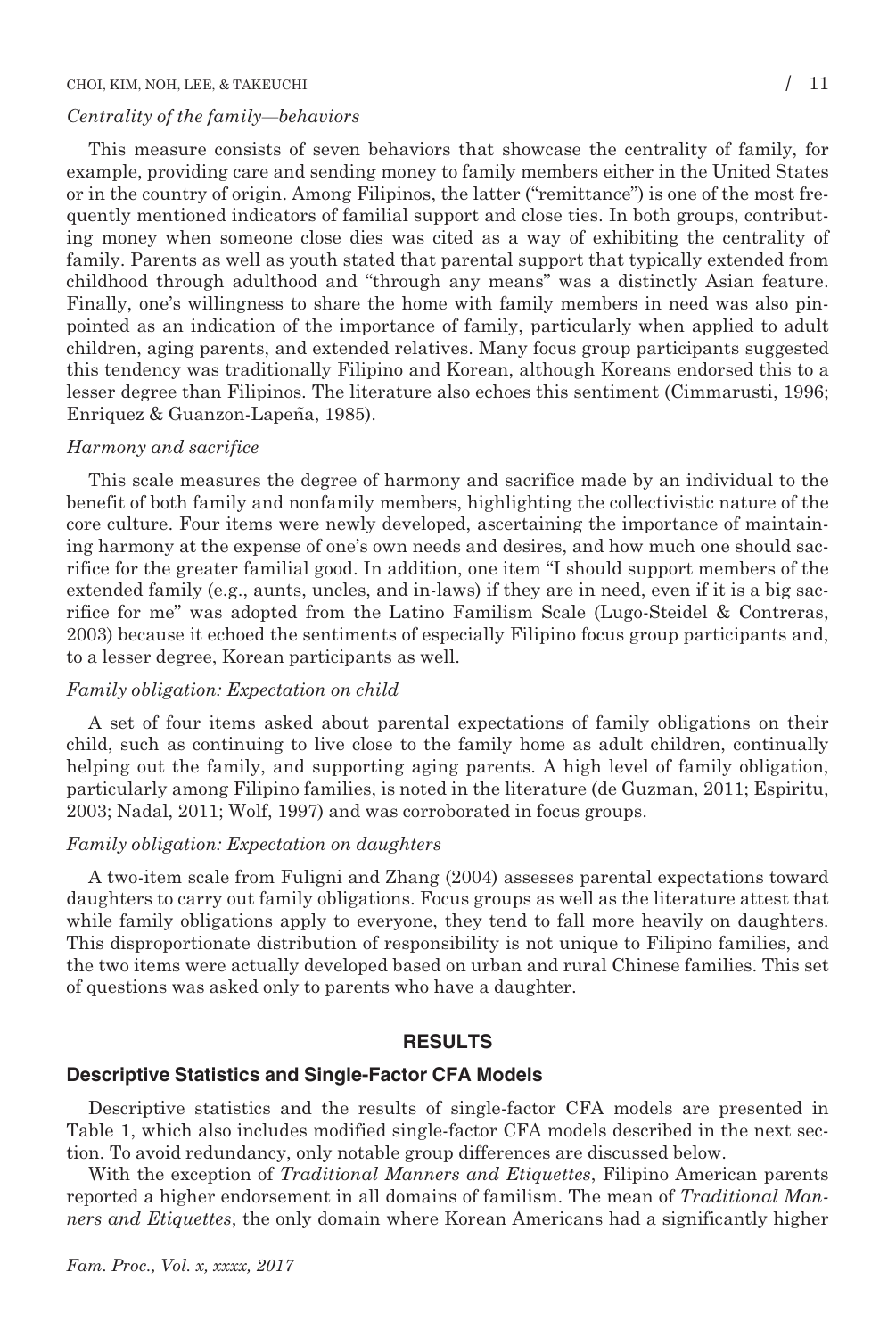*Centrality of the family—behaviors*

This measure consists of seven behaviors that showcase the centrality of family, for example, providing care and sending money to family members either in the United States or in the country of origin. Among Filipinos, the latter ("remittance") is one of the most frequently mentioned indicators of familial support and close ties. In both groups, contributing money when someone close dies was cited as a way of exhibiting the centrality of family. Parents as well as youth stated that parental support that typically extended from childhood through adulthood and "through any means" was a distinctly Asian feature. Finally, one's willingness to share the home with family members in need was also pinpointed as an indication of the importance of family, particularly when applied to adult children, aging parents, and extended relatives. Many focus group participants suggested this tendency was traditionally Filipino and Korean, although Koreans endorsed this to a lesser degree than Filipinos. The literature also echoes this sentiment (Cimmarusti, 1996; Enriquez & Guanzon-Lapeña, 1985).

*Harmony and sacrifice*

This scale measures the degree of harmony and sacrifice made by an individual to the benefit of both family and nonfamily members, highlighting the collectivistic nature of the core culture. Four items were newly developed, ascertaining the importance of maintaining harmony at the expense of one's own needs and desires, and how much one should sacrifice for the greater familial good. In addition, one item "I should support members of the extended family (e.g., aunts, uncles, and in-laws) if they are in need, even if it is a big sacrifice for me" was adopted from the Latino Familism Scale (Lugo-Steidel & Contreras, 2003) because it echoed the sentiments of especially Filipino focus group participants and, to a lesser degree, Korean participants as well.

*Family obligation: Expectation on child*

A set of four items asked about parental expectations of family obligations on their child, such as continuing to live close to the family home as adult children, continually helping out the family, and supporting aging parents. A high level of family obligation, particularly among Filipino families, is noted in the literature (de Guzman, 2011; Espiritu, 2003; Nadal, 2011; Wolf, 1997) and was corroborated in focus groups.

*Family obligation: Expectation on daughters*

A two-item scale from Fuligni and Zhang (2004) assesses parental expectations toward daughters to carry out family obligations. Focus groups as well as the literature attest that while family obligations apply to everyone, they tend to fall more heavily on daughters. This disproportionate distribution of responsibility is not unique to Filipino families, and the two items were actually developed based on urban and rural Chinese families. This set of questions was asked only to parents who have a daughter.

## RESULTS

### Descriptive Statistics and Single-Factor CFA Models

Descriptive statistics and the results of single-factor CFA models are presented in Table 1, which also includes modified single-factor CFA models described in the next section. To avoid redundancy, only notable group differences are discussed below.

With the exception of *Traditional Manners and Etiquettes*, Filipino American parents reported a higher endorsement in all domains of familism. The mean of *Traditional Manners and Etiquettes*, the only domain where Korean Americans had a significantly higher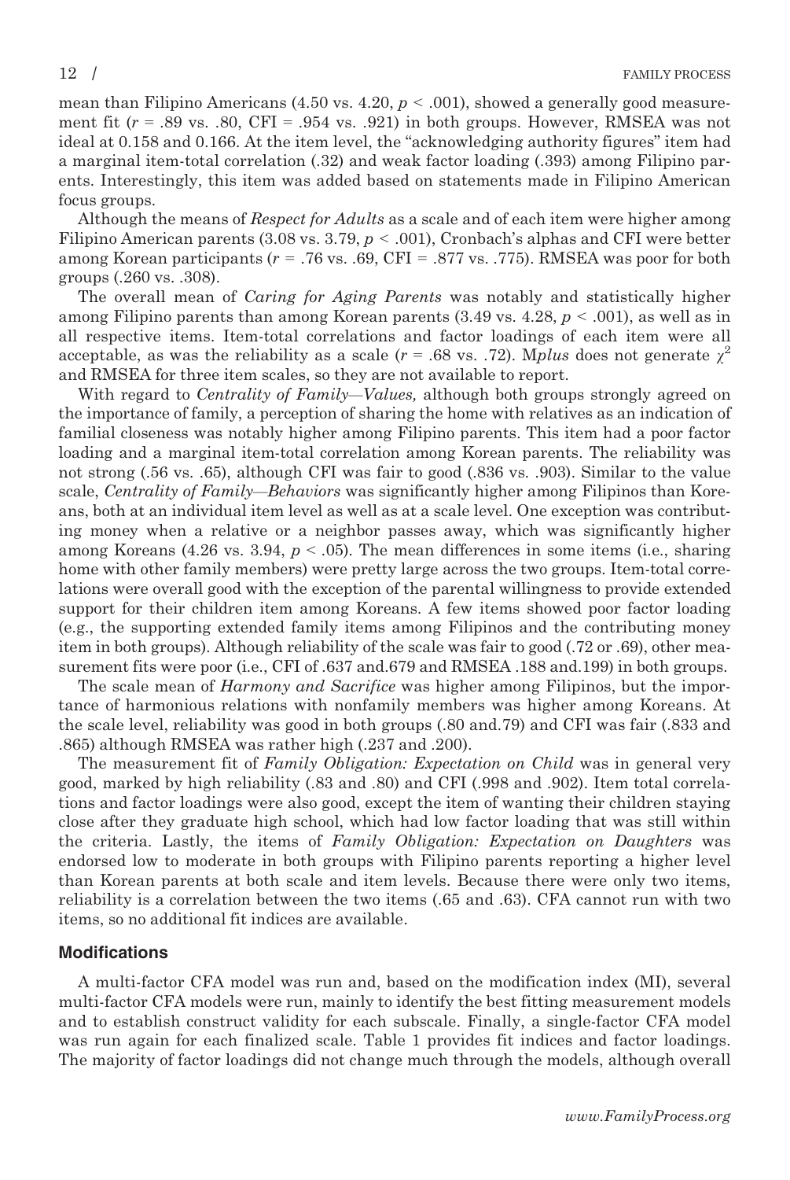mean than Filipino Americans (4.50 vs. 4.20, $p < .001$), showed a generally good measurement fit ($r = .89$ vs. .80, CFI = .954 vs. .921) in both groups. However, RMSEA was not ideal at 0.158 and 0.166. At the item level, the "acknowledging authority figures" item had a marginal item-total correlation (.32) and weak factor loading (.393) among Filipino parents. Interestingly, this item was added based on statements made in Filipino American focus groups.

Although the means of *Respect for Adults* as a scale and of each item were higher among Filipino American parents (3.08 vs. 3.79, $p < .001$), Cronbach's alphas and CFI were better among Korean participants ($r = .76$ vs. .69, CFI = .877 vs. .775). RMSEA was poor for both groups (.260 vs. .308).

The overall mean of *Caring for Aging Parents* was notably and statistically higher among Filipino parents than among Korean parents (3.49 vs. 4.28, $p < .001$), as well as in all respective items. Item-total correlations and factor loadings of each item were all acceptable, as was the reliability as a scale ($r = .68$ vs. .72). M*plus* does not generate $\chi^2$ and RMSEA for three item scales, so they are not available to report.

With regard to *Centrality of Family—Values,* although both groups strongly agreed on the importance of family, a perception of sharing the home with relatives as an indication of familial closeness was notably higher among Filipino parents. This item had a poor factor loading and a marginal item-total correlation among Korean parents. The reliability was not strong (.56 vs. .65), although CFI was fair to good (.836 vs. .903). Similar to the value scale, *Centrality of Family—Behaviors* was significantly higher among Filipinos than Koreans, both at an individual item level as well as at a scale level. One exception was contributing money when a relative or a neighbor passes away, which was significantly higher among Koreans (4.26 vs. 3.94, $p < .05$). The mean differences in some items (i.e., sharing home with other family members) were pretty large across the two groups. Item-total correlations were overall good with the exception of the parental willingness to provide extended support for their children item among Koreans. A few items showed poor factor loading (e.g., the supporting extended family items among Filipinos and the contributing money item in both groups). Although reliability of the scale was fair to good (.72 or .69), other measurement fits were poor (i.e., CFI of .637 and.679 and RMSEA .188 and.199) in both groups.

The scale mean of *Harmony and Sacrifice* was higher among Filipinos, but the importance of harmonious relations with nonfamily members was higher among Koreans. At the scale level, reliability was good in both groups (.80 and.79) and CFI was fair (.833 and .865) although RMSEA was rather high (.237 and .200).

The measurement fit of *Family Obligation: Expectation on Child* was in general very good, marked by high reliability (.83 and .80) and CFI (.998 and .902). Item total correlations and factor loadings were also good, except the item of wanting their children staying close after they graduate high school, which had low factor loading that was still within the criteria. Lastly, the items of *Family Obligation: Expectation on Daughters* was endorsed low to moderate in both groups with Filipino parents reporting a higher level than Korean parents at both scale and item levels. Because there were only two items, reliability is a correlation between the two items (.65 and .63). CFA cannot run with two items, so no additional fit indices are available.

### Modifications

A multi-factor CFA model was run and, based on the modification index (MI), several multi-factor CFA models were run, mainly to identify the best fitting measurement models and to establish construct validity for each subscale. Finally, a single-factor CFA model was run again for each finalized scale. Table 1 provides fit indices and factor loadings. The majority of factor loadings did not change much through the models, although overall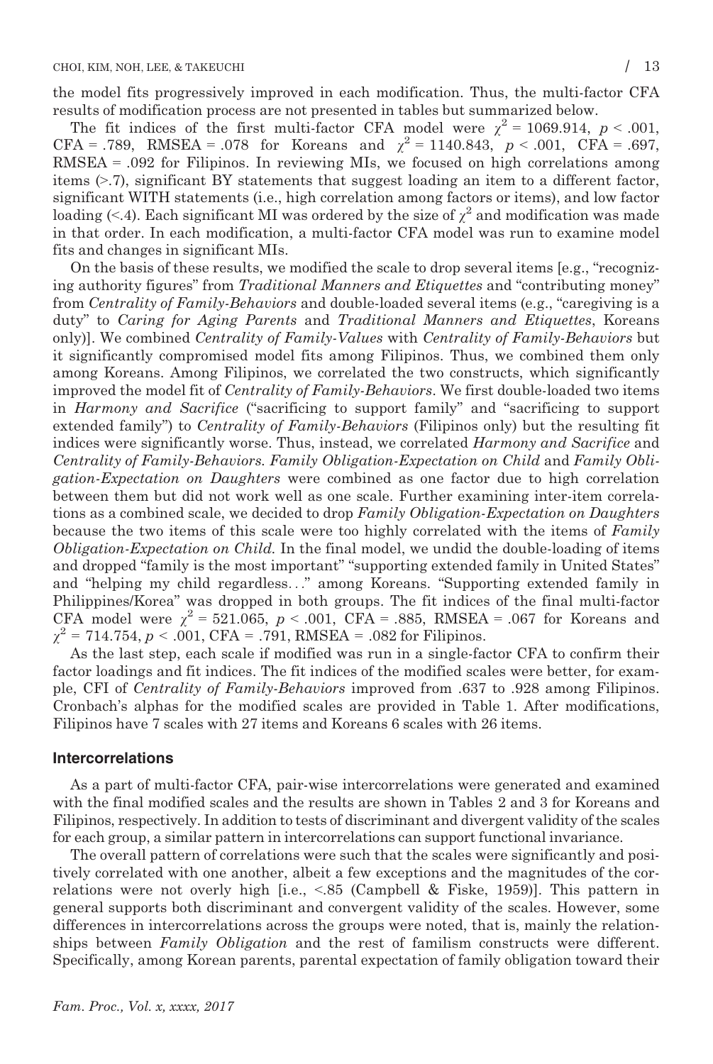the model fits progressively improved in each modification. Thus, the multi-factor CFA results of modification process are not presented in tables but summarized below.

The fit indices of the first multi-factor CFA model were $\chi^2 = 1069.914$, $p < .001$, CFA = .789, RMSEA = .078 for Koreans and $\chi^2 = 1140.843$, $p < .001$, CFA = .697, RMSEA = .092 for Filipinos. In reviewing MIs, we focused on high correlations among items (>.7), significant BY statements that suggest loading an item to a different factor, significant WITH statements (i.e., high correlation among factors or items), and low factor loading (<.4). Each significant MI was ordered by the size of $\chi^2$ and modification was made in that order. In each modification, a multi-factor CFA model was run to examine model fits and changes in significant MIs.

On the basis of these results, we modified the scale to drop several items [e.g., "recognizing authority figures" from *Traditional Manners and Etiquettes* and "contributing money" from *Centrality of Family-Behaviors* and double-loaded several items (e.g., "caregiving is a duty" to *Caring for Aging Parents* and *Traditional Manners and Etiquettes*, Koreans only)]. We combined *Centrality of Family-Values* with *Centrality of Family-Behaviors* but it significantly compromised model fits among Filipinos. Thus, we combined them only among Koreans. Among Filipinos, we correlated the two constructs, which significantly improved the model fit of *Centrality of Family-Behaviors*. We first double-loaded two items in *Harmony and Sacrifice* ("sacrificing to support family" and "sacrificing to support extended family") to *Centrality of Family-Behaviors* (Filipinos only) but the resulting fit indices were significantly worse. Thus, instead, we correlated *Harmony and Sacrifice* and *Centrality of Family-Behaviors*. *Family Obligation-Expectation on Child* and *Family Obligation-Expectation on Daughters* were combined as one factor due to high correlation between them but did not work well as one scale. Further examining inter-item correlations as a combined scale, we decided to drop *Family Obligation-Expectation on Daughters* because the two items of this scale were too highly correlated with the items of *Family Obligation-Expectation on Child*. In the final model, we undid the double-loading of items and dropped "family is the most important" "supporting extended family in United States" and "helping my child regardless..." among Koreans. "Supporting extended family in Philippines/Korea" was dropped in both groups. The fit indices of the final multi-factor CFA model were $\chi^2 = 521.065$, $p < .001$, CFA = .885, RMSEA = .067 for Koreans and $\chi^2 = 714.754$, $p < .001$, CFA = .791, RMSEA = .082 for Filipinos.

As the last step, each scale if modified was run in a single-factor CFA to confirm their factor loadings and fit indices. The fit indices of the modified scales were better, for example, CFI of *Centrality of Family-Behaviors* improved from .637 to .928 among Filipinos. Cronbach's alphas for the modified scales are provided in Table 1. After modifications, Filipinos have 7 scales with 27 items and Koreans 6 scales with 26 items.

## Intercorrelations

As a part of multi-factor CFA, pair-wise intercorrelations were generated and examined with the final modified scales and the results are shown in Tables 2 and 3 for Koreans and Filipinos, respectively. In addition to tests of discriminant and divergent validity of the scales for each group, a similar pattern in intercorrelations can support functional invariance.

The overall pattern of correlations were such that the scales were significantly and positively correlated with one another, albeit a few exceptions and the magnitudes of the correlations were not overly high [i.e., <.85 (Campbell & Fiske, 1959)]. This pattern in general supports both discriminant and convergent validity of the scales. However, some differences in intercorrelations across the groups were noted, that is, mainly the relationships between *Family Obligation* and the rest of familism constructs were different. Specifically, among Korean parents, parental expectation of family obligation toward their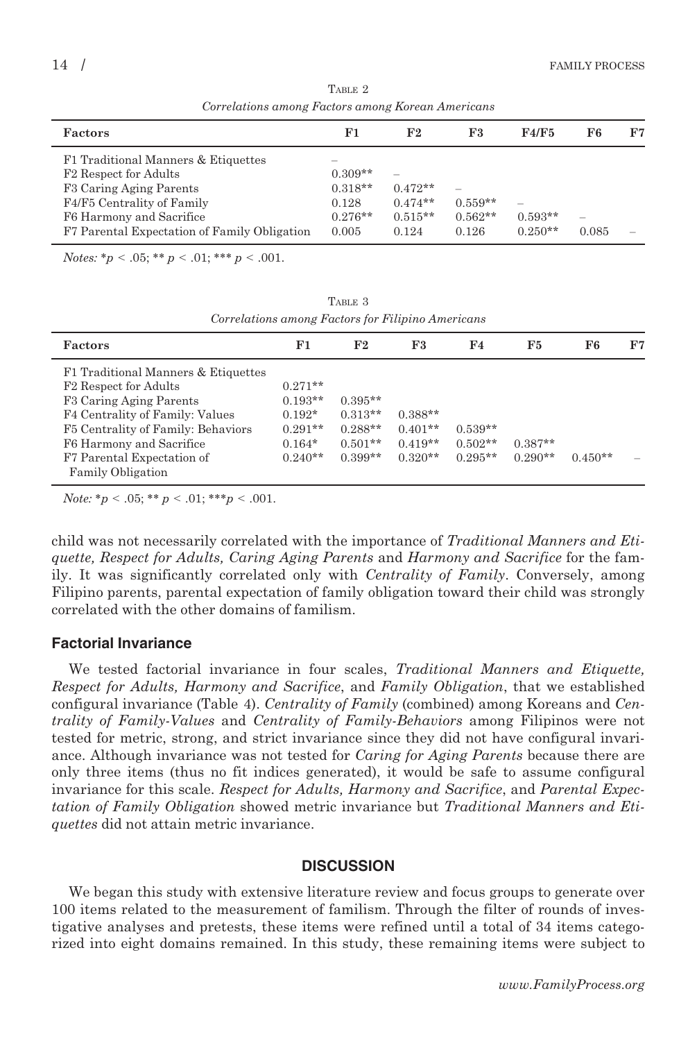Table 2
*Correlations among Factors among Korean Americans*

| Factors | F1 | F2 | F3 | F4/F5 | F6 | F7 |
|---|---|---|---|---|---|---|
| F1 Traditional Manners & Etiquettes | – | | | | | |
| F2 Respect for Adults | 0.309** | – | | | | |
| F3 Caring Aging Parents | 0.318** | 0.472** | – | | | |
| F4/F5 Centrality of Family | 0.128 | 0.474** | 0.559** | – | | |
| F6 Harmony and Sacrifice | 0.276** | 0.515** | 0.562** | 0.593** | – | |
| F7 Parental Expectation of Family Obligation | 0.005 | 0.124 | 0.126 | 0.250** | 0.085 | – |

*Notes:* * $p < .05$; ** $p < .01$; *** $p < .001$.

Table 3
*Correlations among Factors for Filipino Americans*

| Factors | F1 | F2 | F3 | F4 | F5 | F6 | F7 |
|---|---|---|---|---|---|---|---|
| F1 Traditional Manners & Etiquettes | | | | | | | |
| F2 Respect for Adults | 0.271** | | | | | | |
| F3 Caring Aging Parents | 0.193** | 0.395** | | | | | |
| F4 Centrality of Family: Values | 0.192* | 0.313** | 0.388** | | | | |
| F5 Centrality of Family: Behaviors | 0.291** | 0.288** | 0.401** | 0.539** | | | |
| F6 Harmony and Sacrifice | 0.164* | 0.501** | 0.419** | 0.502** | 0.387** | | |
| F7 Parental Expectation of Family Obligation | 0.240** | 0.399** | 0.320** | 0.295** | 0.290** | 0.450** | – |

*Note:* * $p < .05$; ** $p < .01$; *** $p < .001$.

child was not necessarily correlated with the importance of *Traditional Manners and Etiquette, Respect for Adults, Caring Aging Parents* and *Harmony and Sacrifice* for the family. It was significantly correlated only with *Centrality of Family*. Conversely, among Filipino parents, parental expectation of family obligation toward their child was strongly correlated with the other domains of familism.

### Factorial Invariance

We tested factorial invariance in four scales, *Traditional Manners and Etiquette, Respect for Adults, Harmony and Sacrifice*, and *Family Obligation*, that we established configural invariance (Table 4). *Centrality of Family* (combined) among Koreans and *Centrality of Family-Values* and *Centrality of Family-Behaviors* among Filipinos were not tested for metric, strong, and strict invariance since they did not have configural invariance. Although invariance was not tested for *Caring for Aging Parents* because there are only three items (thus no fit indices generated), it would be safe to assume configural invariance for this scale. *Respect for Adults, Harmony and Sacrifice*, and *Parental Expectation of Family Obligation* showed metric invariance but *Traditional Manners and Etiquettes* did not attain metric invariance.

## DISCUSSION

We began this study with extensive literature review and focus groups to generate over 100 items related to the measurement of familism. Through the filter of rounds of investigative analyses and pretests, these items were refined until a total of 34 items categorized into eight domains remained. In this study, these remaining items were subject to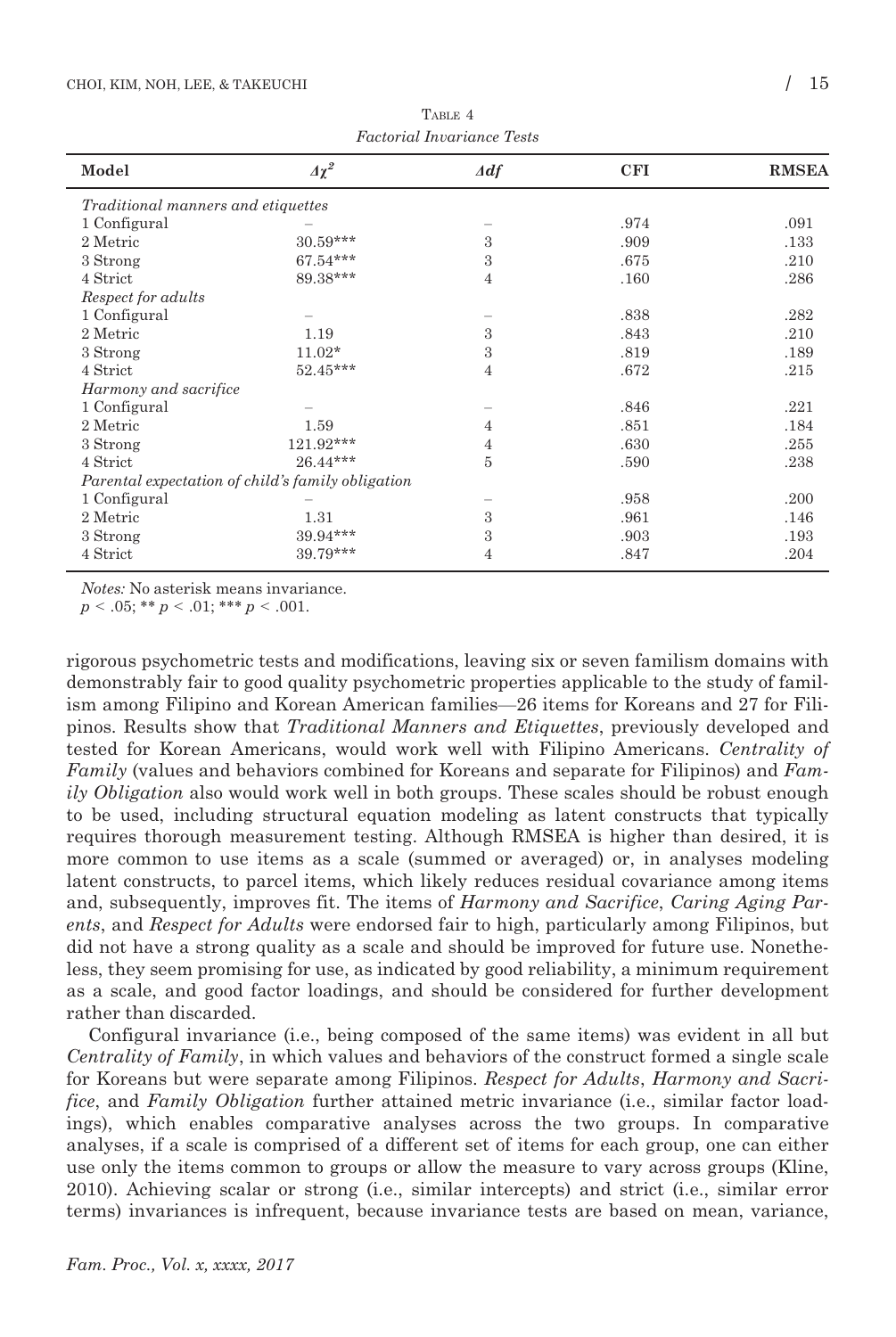TABLE 4
*Factorial Invariance Tests*

| Model | $\Delta\chi^2$ | $\Delta df$ | CFI | RMSEA |
|---|---|---|---|---|
| *Traditional manners and etiquettes* | | | | |
| 1 Configural | – | – | .974 | .091 |
| 2 Metric | 30.59*** | 3 | .909 | .133 |
| 3 Strong | 67.54*** | 3 | .675 | .210 |
| 4 Strict | 89.38*** | 4 | .160 | .286 |
| *Respect for adults* | | | | |
| 1 Configural | – | – | .838 | .282 |
| 2 Metric | 1.19 | 3 | .843 | .210 |
| 3 Strong | 11.02* | 3 | .819 | .189 |
| 4 Strict | 52.45*** | 4 | .672 | .215 |
| *Harmony and sacrifice* | | | | |
| 1 Configural | – | – | .846 | .221 |
| 2 Metric | 1.59 | 4 | .851 | .184 |
| 3 Strong | 121.92*** | 4 | .630 | .255 |
| 4 Strict | 26.44*** | 5 | .590 | .238 |
| *Parental expectation of child's family obligation* | | | | |
| 1 Configural | – | – | .958 | .200 |
| 2 Metric | 1.31 | 3 | .961 | .146 |
| 3 Strong | 39.94*** | 3 | .903 | .193 |
| 4 Strict | 39.79*** | 4 | .847 | .204 |

*Notes:* No asterisk means invariance.
$p < .05$; ** $p < .01$; *** $p < .001$.

rigorous psychometric tests and modifications, leaving six or seven familism domains with demonstrably fair to good quality psychometric properties applicable to the study of familism among Filipino and Korean American families—26 items for Koreans and 27 for Filipinos. Results show that *Traditional Manners and Etiquettes*, previously developed and tested for Korean Americans, would work well with Filipino Americans. *Centrality of Family* (values and behaviors combined for Koreans and separate for Filipinos) and *Family Obligation* also would work well in both groups. These scales should be robust enough to be used, including structural equation modeling as latent constructs that typically requires thorough measurement testing. Although RMSEA is higher than desired, it is more common to use items as a scale (summed or averaged) or, in analyses modeling latent constructs, to parcel items, which likely reduces residual covariance among items and, subsequently, improves fit. The items of *Harmony and Sacrifice*, *Caring Aging Parents*, and *Respect for Adults* were endorsed fair to high, particularly among Filipinos, but did not have a strong quality as a scale and should be improved for future use. Nonetheless, they seem promising for use, as indicated by good reliability, a minimum requirement as a scale, and good factor loadings, and should be considered for further development rather than discarded.

Configural invariance (i.e., being composed of the same items) was evident in all but *Centrality of Family*, in which values and behaviors of the construct formed a single scale for Koreans but were separate among Filipinos. *Respect for Adults*, *Harmony and Sacrifice*, and *Family Obligation* further attained metric invariance (i.e., similar factor loadings), which enables comparative analyses across the two groups. In comparative analyses, if a scale is comprised of a different set of items for each group, one can either use only the items common to groups or allow the measure to vary across groups (Kline, 2010). Achieving scalar or strong (i.e., similar intercepts) and strict (i.e., similar error terms) invariances is infrequent, because invariance tests are based on mean, variance,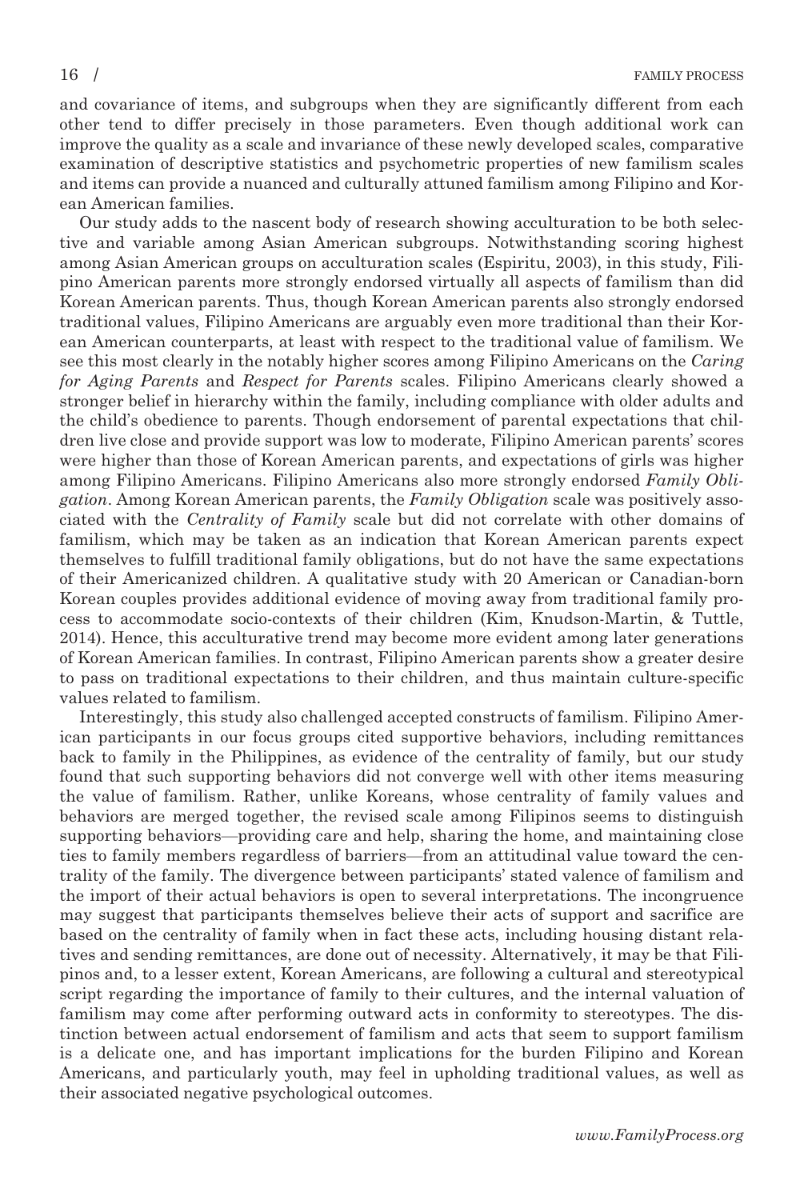and covariance of items, and subgroups when they are significantly different from each other tend to differ precisely in those parameters. Even though additional work can improve the quality as a scale and invariance of these newly developed scales, comparative examination of descriptive statistics and psychometric properties of new familism scales and items can provide a nuanced and culturally attuned familism among Filipino and Korean American families.

Our study adds to the nascent body of research showing acculturation to be both selective and variable among Asian American subgroups. Notwithstanding scoring highest among Asian American groups on acculturation scales (Espiritu, 2003), in this study, Filipino American parents more strongly endorsed virtually all aspects of familism than did Korean American parents. Thus, though Korean American parents also strongly endorsed traditional values, Filipino Americans are arguably even more traditional than their Korean American counterparts, at least with respect to the traditional value of familism. We see this most clearly in the notably higher scores among Filipino Americans on the *Caring for Aging Parents* and *Respect for Parents* scales. Filipino Americans clearly showed a stronger belief in hierarchy within the family, including compliance with older adults and the child's obedience to parents. Though endorsement of parental expectations that children live close and provide support was low to moderate, Filipino American parents' scores were higher than those of Korean American parents, and expectations of girls was higher among Filipino Americans. Filipino Americans also more strongly endorsed *Family Obligation*. Among Korean American parents, the *Family Obligation* scale was positively associated with the *Centrality of Family* scale but did not correlate with other domains of familism, which may be taken as an indication that Korean American parents expect themselves to fulfill traditional family obligations, but do not have the same expectations of their Americanized children. A qualitative study with 20 American or Canadian-born Korean couples provides additional evidence of moving away from traditional family process to accommodate socio-contexts of their children (Kim, Knudson-Martin, & Tuttle, 2014). Hence, this acculturative trend may become more evident among later generations of Korean American families. In contrast, Filipino American parents show a greater desire to pass on traditional expectations to their children, and thus maintain culture-specific values related to familism.

Interestingly, this study also challenged accepted constructs of familism. Filipino American participants in our focus groups cited supportive behaviors, including remittances back to family in the Philippines, as evidence of the centrality of family, but our study found that such supporting behaviors did not converge well with other items measuring the value of familism. Rather, unlike Koreans, whose centrality of family values and behaviors are merged together, the revised scale among Filipinos seems to distinguish supporting behaviors—providing care and help, sharing the home, and maintaining close ties to family members regardless of barriers—from an attitudinal value toward the centrality of the family. The divergence between participants' stated valence of familism and the import of their actual behaviors is open to several interpretations. The incongruence may suggest that participants themselves believe their acts of support and sacrifice are based on the centrality of family when in fact these acts, including housing distant relatives and sending remittances, are done out of necessity. Alternatively, it may be that Filipinos and, to a lesser extent, Korean Americans, are following a cultural and stereotypical script regarding the importance of family to their cultures, and the internal valuation of familism may come after performing outward acts in conformity to stereotypes. The distinction between actual endorsement of familism and acts that seem to support familism is a delicate one, and has important implications for the burden Filipino and Korean Americans, and particularly youth, may feel in upholding traditional values, as well as their associated negative psychological outcomes.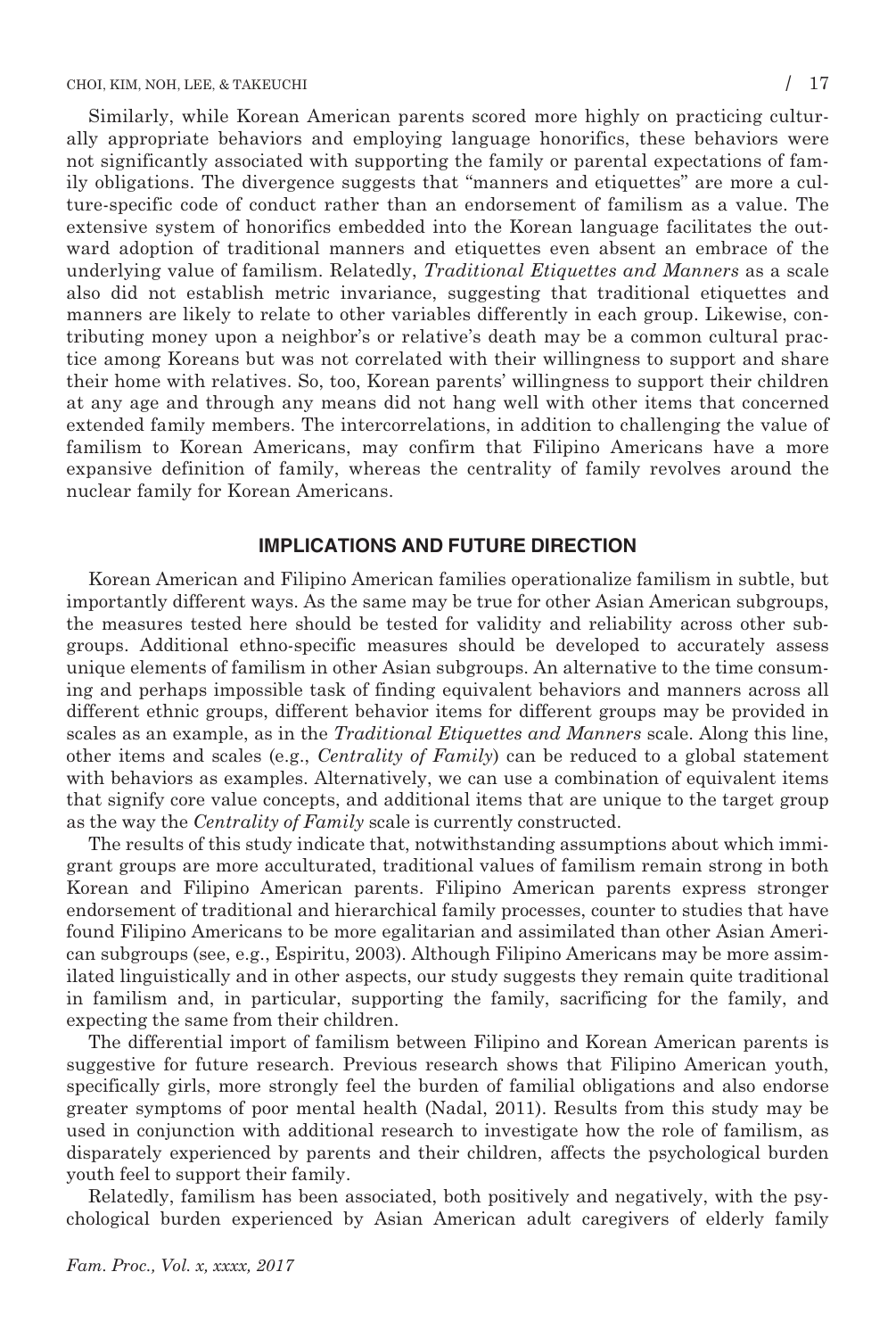Similarly, while Korean American parents scored more highly on practicing culturally appropriate behaviors and employing language honorifics, these behaviors were not significantly associated with supporting the family or parental expectations of family obligations. The divergence suggests that "manners and etiquettes" are more a culture-specific code of conduct rather than an endorsement of familism as a value. The extensive system of honorifics embedded into the Korean language facilitates the outward adoption of traditional manners and etiquettes even absent an embrace of the underlying value of familism. Relatedly, *Traditional Etiquettes and Manners* as a scale also did not establish metric invariance, suggesting that traditional etiquettes and manners are likely to relate to other variables differently in each group. Likewise, contributing money upon a neighbor's or relative's death may be a common cultural practice among Koreans but was not correlated with their willingness to support and share their home with relatives. So, too, Korean parents' willingness to support their children at any age and through any means did not hang well with other items that concerned extended family members. The intercorrelations, in addition to challenging the value of familism to Korean Americans, may confirm that Filipino Americans have a more expansive definition of family, whereas the centrality of family revolves around the nuclear family for Korean Americans.

## IMPLICATIONS AND FUTURE DIRECTION

Korean American and Filipino American families operationalize familism in subtle, but importantly different ways. As the same may be true for other Asian American subgroups, the measures tested here should be tested for validity and reliability across other subgroups. Additional ethno-specific measures should be developed to accurately assess unique elements of familism in other Asian subgroups. An alternative to the time consuming and perhaps impossible task of finding equivalent behaviors and manners across all different ethnic groups, different behavior items for different groups may be provided in scales as an example, as in the *Traditional Etiquettes and Manners* scale. Along this line, other items and scales (e.g., *Centrality of Family*) can be reduced to a global statement with behaviors as examples. Alternatively, we can use a combination of equivalent items that signify core value concepts, and additional items that are unique to the target group as the way the *Centrality of Family* scale is currently constructed.

The results of this study indicate that, notwithstanding assumptions about which immigrant groups are more acculturated, traditional values of familism remain strong in both Korean and Filipino American parents. Filipino American parents express stronger endorsement of traditional and hierarchical family processes, counter to studies that have found Filipino Americans to be more egalitarian and assimilated than other Asian American subgroups (see, e.g., Espiritu, 2003). Although Filipino Americans may be more assimilated linguistically and in other aspects, our study suggests they remain quite traditional in familism and, in particular, supporting the family, sacrificing for the family, and expecting the same from their children.

The differential import of familism between Filipino and Korean American parents is suggestive for future research. Previous research shows that Filipino American youth, specifically girls, more strongly feel the burden of familial obligations and also endorse greater symptoms of poor mental health (Nadal, 2011). Results from this study may be used in conjunction with additional research to investigate how the role of familism, as disparately experienced by parents and their children, affects the psychological burden youth feel to support their family.

Relatedly, familism has been associated, both positively and negatively, with the psychological burden experienced by Asian American adult caregivers of elderly family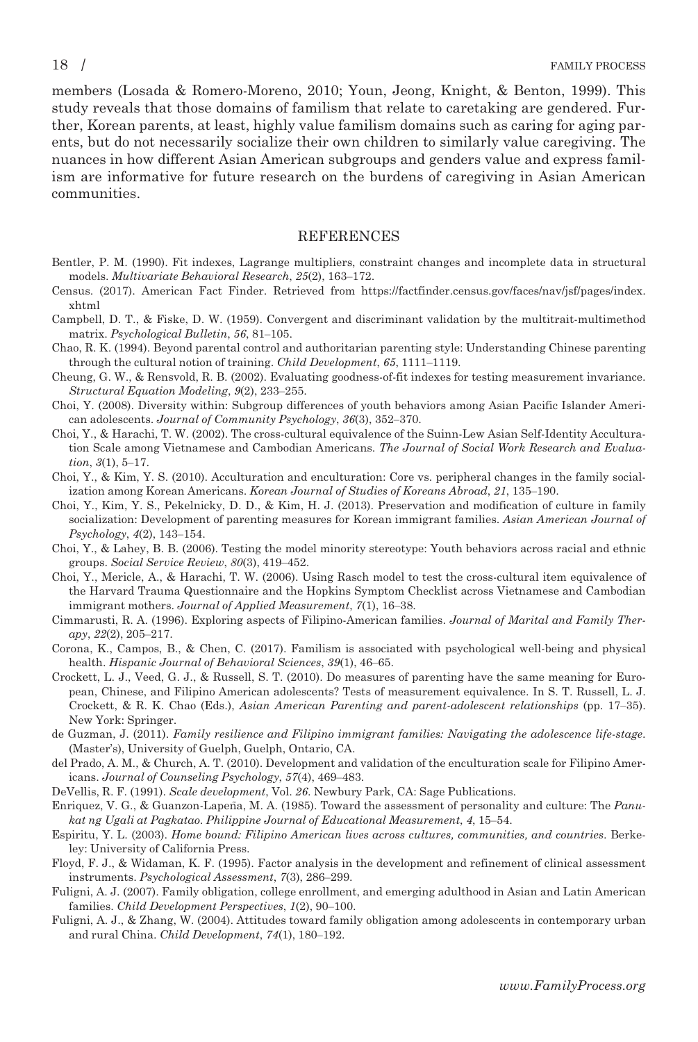members (Losada & Romero-Moreno, 2010; Youn, Jeong, Knight, & Benton, 1999). This study reveals that those domains of familism that relate to caretaking are gendered. Further, Korean parents, at least, highly value familism domains such as caring for aging parents, but do not necessarily socialize their own children to similarly value caregiving. The nuances in how different Asian American subgroups and genders value and express familism are informative for future research on the burdens of caregiving in Asian American communities.

## REFERENCES

Bentler, P. M. (1990). Fit indexes, Lagrange multipliers, constraint changes and incomplete data in structural models. *Multivariate Behavioral Research*, *25*(2), 163–172.

Census. (2017). American Fact Finder. Retrieved from https://factfinder.census.gov/faces/nav/jsf/pages/index.xhtml

Campbell, D. T., & Fiske, D. W. (1959). Convergent and discriminant validation by the multitrait-multimethod matrix. *Psychological Bulletin*, *56*, 81–105.

Chao, R. K. (1994). Beyond parental control and authoritarian parenting style: Understanding Chinese parenting through the cultural notion of training. *Child Development*, *65*, 1111–1119.

Cheung, G. W., & Rensvold, R. B. (2002). Evaluating goodness-of-fit indexes for testing measurement invariance. *Structural Equation Modeling*, *9*(2), 233–255.

Choi, Y. (2008). Diversity within: Subgroup differences of youth behaviors among Asian Pacific Islander American adolescents. *Journal of Community Psychology*, *36*(3), 352–370.

Choi, Y., & Harachi, T. W. (2002). The cross-cultural equivalence of the Suinn-Lew Asian Self-Identity Acculturation Scale among Vietnamese and Cambodian Americans. *The Journal of Social Work Research and Evaluation*, *3*(1), 5–17.

Choi, Y., & Kim, Y. S. (2010). Acculturation and enculturation: Core vs. peripheral changes in the family socialization among Korean Americans. *Korean Journal of Studies of Koreans Abroad*, *21*, 135–190.

Choi, Y., Kim, Y. S., Pekelnicky, D. D., & Kim, H. J. (2013). Preservation and modification of culture in family socialization: Development of parenting measures for Korean immigrant families. *Asian American Journal of Psychology*, *4*(2), 143–154.

Choi, Y., & Lahey, B. B. (2006). Testing the model minority stereotype: Youth behaviors across racial and ethnic groups. *Social Service Review*, *80*(3), 419–452.

Choi, Y., Mericle, A., & Harachi, T. W. (2006). Using Rasch model to test the cross-cultural item equivalence of the Harvard Trauma Questionnaire and the Hopkins Symptom Checklist across Vietnamese and Cambodian immigrant mothers. *Journal of Applied Measurement*, *7*(1), 16–38.

Cimmarusti, R. A. (1996). Exploring aspects of Filipino-American families. *Journal of Marital and Family Therapy*, *22*(2), 205–217.

Corona, K., Campos, B., & Chen, C. (2017). Familism is associated with psychological well-being and physical health. *Hispanic Journal of Behavioral Sciences*, *39*(1), 46–65.

Crockett, L. J., Veed, G. J., & Russell, S. T. (2010). Do measures of parenting have the same meaning for European, Chinese, and Filipino American adolescents? Tests of measurement equivalence. In S. T. Russell, L. J. Crockett, & R. K. Chao (Eds.), *Asian American Parenting and parent-adolescent relationships* (pp. 17–35). New York: Springer.

de Guzman, J. (2011). *Family resilience and Filipino immigrant families: Navigating the adolescence life-stage*. (Master's), University of Guelph, Guelph, Ontario, CA.

del Prado, A. M., & Church, A. T. (2010). Development and validation of the enculturation scale for Filipino Americans. *Journal of Counseling Psychology*, *57*(4), 469–483.

DeVellis, R. F. (1991). *Scale development*, Vol. *26*. Newbury Park, CA: Sage Publications.

Enriquez, V. G., & Guanzon-Lapeña, M. A. (1985). Toward the assessment of personality and culture: The *Panukat ng Ugali at Pagkatao*. *Philippine Journal of Educational Measurement*, *4*, 15–54.

Espiritu, Y. L. (2003). *Home bound: Filipino American lives across cultures, communities, and countries*. Berkeley: University of California Press.

Floyd, F. J., & Widaman, K. F. (1995). Factor analysis in the development and refinement of clinical assessment instruments. *Psychological Assessment*, *7*(3), 286–299.

Fuligni, A. J. (2007). Family obligation, college enrollment, and emerging adulthood in Asian and Latin American families. *Child Development Perspectives*, *1*(2), 90–100.

Fuligni, A. J., & Zhang, W. (2004). Attitudes toward family obligation among adolescents in contemporary urban and rural China. *Child Development*, *74*(1), 180–192.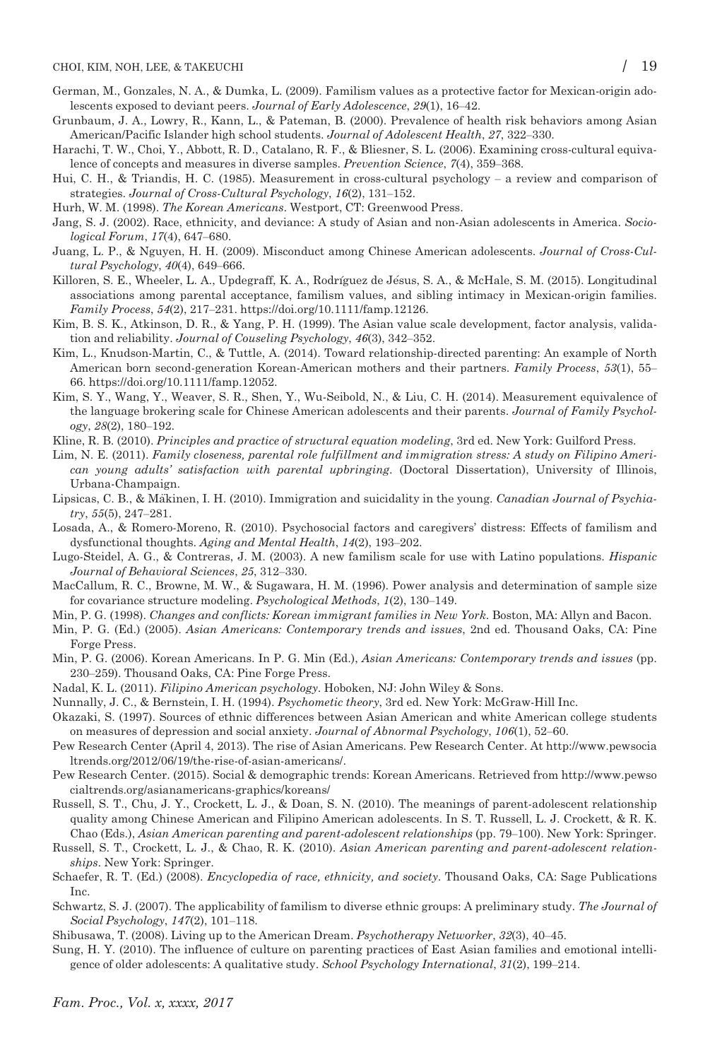German, M., Gonzales, N. A., & Dumka, L. (2009). Familism values as a protective factor for Mexican-origin adolescents exposed to deviant peers. *Journal of Early Adolescence*, *29*(1), 16–42.

Grunbaum, J. A., Lowry, R., Kann, L., & Pateman, B. (2000). Prevalence of health risk behaviors among Asian American/Pacific Islander high school students. *Journal of Adolescent Health*, *27*, 322–330.

Harachi, T. W., Choi, Y., Abbott, R. D., Catalano, R. F., & Bliesner, S. L. (2006). Examining cross-cultural equivalence of concepts and measures in diverse samples. *Prevention Science*, *7*(4), 359–368.

Hui, C. H., & Triandis, H. C. (1985). Measurement in cross-cultural psychology – a review and comparison of strategies. *Journal of Cross-Cultural Psychology*, *16*(2), 131–152.

Hurh, W. M. (1998). *The Korean Americans*. Westport, CT: Greenwood Press.

Jang, S. J. (2002). Race, ethnicity, and deviance: A study of Asian and non-Asian adolescents in America. *Sociological Forum*, *17*(4), 647–680.

Juang, L. P., & Nguyen, H. H. (2009). Misconduct among Chinese American adolescents. *Journal of Cross-Cultural Psychology*, *40*(4), 649–666.

Killoren, S. E., Wheeler, L. A., Updegraff, K. A., Rodríguez de Jésus, S. A., & McHale, S. M. (2015). Longitudinal associations among parental acceptance, familism values, and sibling intimacy in Mexican-origin families. *Family Process*, *54*(2), 217–231. https://doi.org/10.1111/famp.12126.

Kim, B. S. K., Atkinson, D. R., & Yang, P. H. (1999). The Asian value scale development, factor analysis, validation and reliability. *Journal of Couseling Psychology*, *46*(3), 342–352.

Kim, L., Knudson-Martin, C., & Tuttle, A. (2014). Toward relationship-directed parenting: An example of North American born second-generation Korean-American mothers and their partners. *Family Process*, *53*(1), 55–66. https://doi.org/10.1111/famp.12052.

Kim, S. Y., Wang, Y., Weaver, S. R., Shen, Y., Wu-Seibold, N., & Liu, C. H. (2014). Measurement equivalence of the language brokering scale for Chinese American adolescents and their parents. *Journal of Family Psychology*, *28*(2), 180–192.

Kline, R. B. (2010). *Principles and practice of structural equation modeling*, 3rd ed. New York: Guilford Press.

Lim, N. E. (2011). *Family closeness, parental role fulfillment and immigration stress: A study on Filipino American young adults' satisfaction with parental upbringing*. (Doctoral Dissertation), University of Illinois, Urbana-Champaign.

Lipsicas, C. B., & Mäkinen, I. H. (2010). Immigration and suicidality in the young. *Canadian Journal of Psychiatry*, *55*(5), 247–281.

Losada, A., & Romero-Moreno, R. (2010). Psychosocial factors and caregivers' distress: Effects of familism and dysfunctional thoughts. *Aging and Mental Health*, *14*(2), 193–202.

Lugo-Steidel, A. G., & Contreras, J. M. (2003). A new familism scale for use with Latino populations. *Hispanic Journal of Behavioral Sciences*, *25*, 312–330.

MacCallum, R. C., Browne, M. W., & Sugawara, H. M. (1996). Power analysis and determination of sample size for covariance structure modeling. *Psychological Methods*, *1*(2), 130–149.

Min, P. G. (1998). *Changes and conflicts: Korean immigrant families in New York*. Boston, MA: Allyn and Bacon.

Min, P. G. (Ed.) (2005). *Asian Americans: Contemporary trends and issues*, 2nd ed. Thousand Oaks, CA: Pine Forge Press.

Min, P. G. (2006). Korean Americans. In P. G. Min (Ed.), *Asian Americans: Contemporary trends and issues* (pp. 230–259). Thousand Oaks, CA: Pine Forge Press.

Nadal, K. L. (2011). *Filipino American psychology*. Hoboken, NJ: John Wiley & Sons.

Nunnally, J. C., & Bernstein, I. H. (1994). *Psychometic theory*, 3rd ed. New York: McGraw-Hill Inc.

Okazaki, S. (1997). Sources of ethnic differences between Asian American and white American college students on measures of depression and social anxiety. *Journal of Abnormal Psychology*, *106*(1), 52–60.

Pew Research Center (April 4, 2013). The rise of Asian Americans. Pew Research Center. At http://www.pewsocialtrends.org/2012/06/19/the-rise-of-asian-americans/.

Pew Research Center. (2015). Social & demographic trends: Korean Americans. Retrieved from http://www.pewsocialtrends.org/asianamericans-graphics/koreans/

Russell, S. T., Chu, J. Y., Crockett, L. J., & Doan, S. N. (2010). The meanings of parent-adolescent relationship quality among Chinese American and Filipino American adolescents. In S. T. Russell, L. J. Crockett, & R. K. Chao (Eds.), *Asian American parenting and parent-adolescent relationships* (pp. 79–100). New York: Springer.

Russell, S. T., Crockett, L. J., & Chao, R. K. (2010). *Asian American parenting and parent-adolescent relationships*. New York: Springer.

Schaefer, R. T. (Ed.) (2008). *Encyclopedia of race, ethnicity, and society*. Thousand Oaks, CA: Sage Publications Inc.

Schwartz, S. J. (2007). The applicability of familism to diverse ethnic groups: A preliminary study. *The Journal of Social Psychology*, *147*(2), 101–118.

Shibusawa, T. (2008). Living up to the American Dream. *Psychotherapy Networker*, *32*(3), 40–45.

Sung, H. Y. (2010). The influence of culture on parenting practices of East Asian families and emotional intelligence of older adolescents: A qualitative study. *School Psychology International*, *31*(2), 199–214.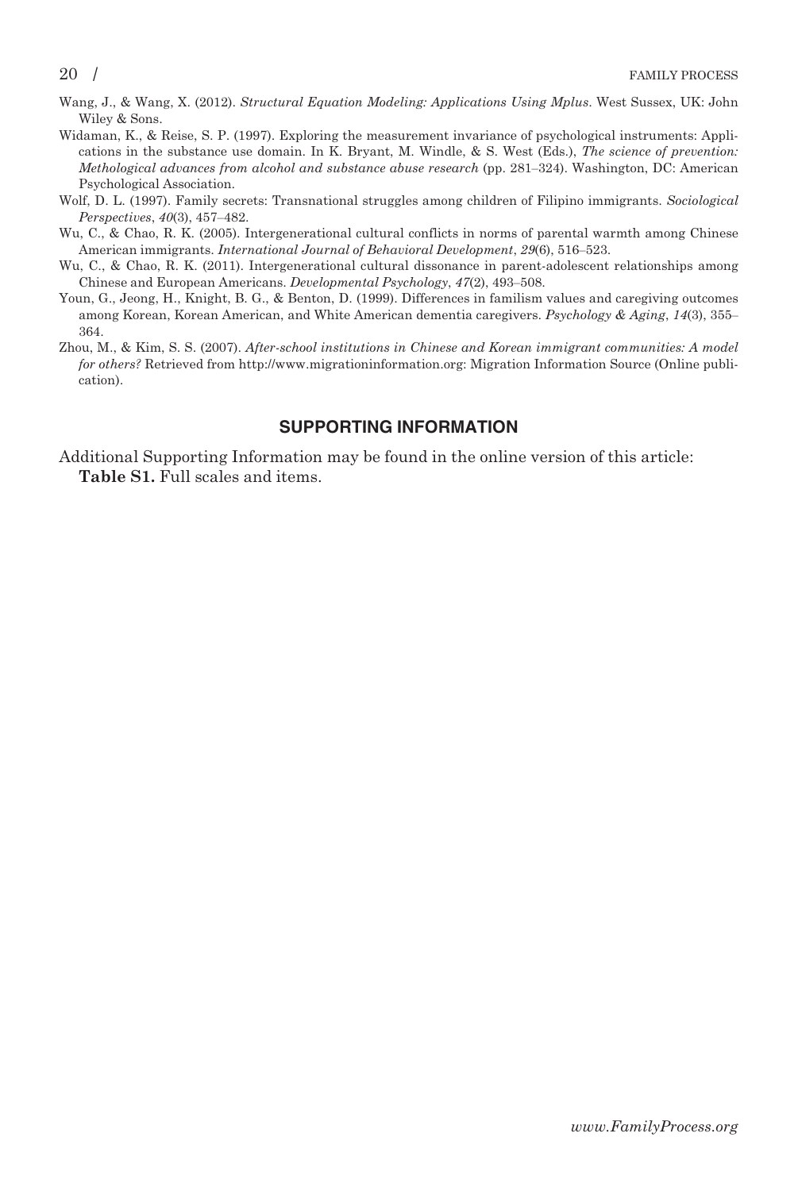Wang, J., & Wang, X. (2012). *Structural Equation Modeling: Applications Using Mplus*. West Sussex, UK: John Wiley & Sons.

Widaman, K., & Reise, S. P. (1997). Exploring the measurement invariance of psychological instruments: Applications in the substance use domain. In K. Bryant, M. Windle, & S. West (Eds.), *The science of prevention: Methological advances from alcohol and substance abuse research* (pp. 281–324). Washington, DC: American Psychological Association.

Wolf, D. L. (1997). Family secrets: Transnational struggles among children of Filipino immigrants. *Sociological Perspectives*, *40*(3), 457–482.

Wu, C., & Chao, R. K. (2005). Intergenerational cultural conflicts in norms of parental warmth among Chinese American immigrants. *International Journal of Behavioral Development*, *29*(6), 516–523.

Wu, C., & Chao, R. K. (2011). Intergenerational cultural dissonance in parent-adolescent relationships among Chinese and European Americans. *Developmental Psychology*, *47*(2), 493–508.

Youn, G., Jeong, H., Knight, B. G., & Benton, D. (1999). Differences in familism values and caregiving outcomes among Korean, Korean American, and White American dementia caregivers. *Psychology & Aging*, *14*(3), 355–364.

Zhou, M., & Kim, S. S. (2007). *After-school institutions in Chinese and Korean immigrant communities: A model for others?* Retrieved from http://www.migrationinformation.org: Migration Information Source (Online publication).

## SUPPORTING INFORMATION

Additional Supporting Information may be found in the online version of this article:

**Table S1.** Full scales and items.